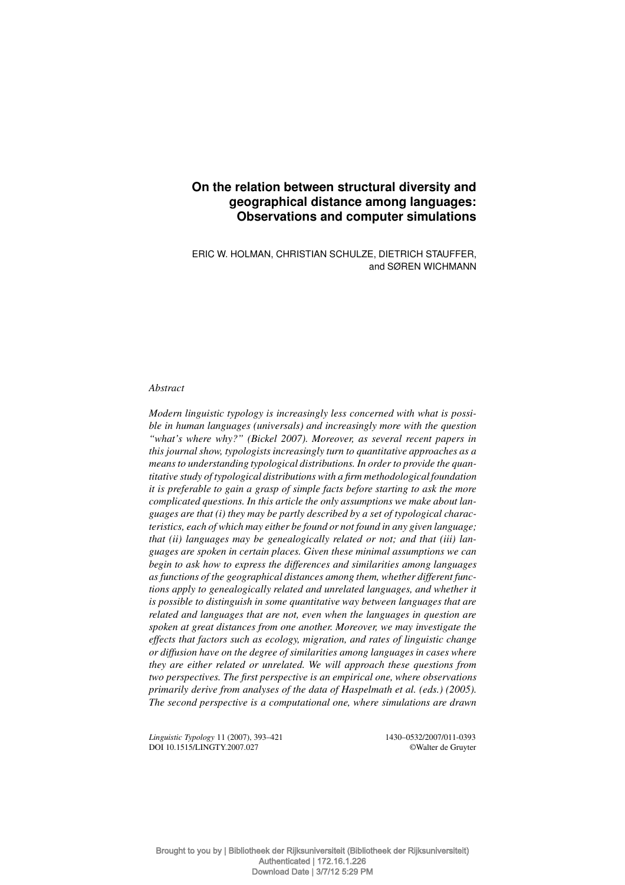# On the relation between structural diversity and geographical distance among languages: Observations and computer simulations

ERIC W. HOLMAN, CHRISTIAN SCHULZE, DIETRICH STAUFFER, and SØREN WICHMANN

*Abstract*

*Modern linguistic typology is increasingly less concerned with what is possible in human languages (universals) and increasingly more with the question "what's where why?" (Bickel 2007). Moreover, as several recent papers in this journal show, typologists increasingly turn to quantitative approaches as a means to understanding typological distributions. In order to provide the quantitative study of typological distributions with a firm methodological foundation it is preferable to gain a grasp of simple facts before starting to ask the more complicated questions. In this article the only assumptions we make about languages are that (i) they may be partly described by a set of typological characteristics, each of which may either be found or not found in any given language; that (ii) languages may be genealogically related or not; and that (iii) languages are spoken in certain places. Given these minimal assumptions we can begin to ask how to express the differences and similarities among languages as functions of the geographical distances among them, whether different functions apply to genealogically related and unrelated languages, and whether it is possible to distinguish in some quantitative way between languages that are related and languages that are not, even when the languages in question are spoken at great distances from one another. Moreover, we may investigate the effects that factors such as ecology, migration, and rates of linguistic change or diffusion have on the degree of similarities among languages in cases where they are either related or unrelated. We will approach these questions from two perspectives. The first perspective is an empirical one, where observations primarily derive from analyses of the data of Haspelmath et al. (eds.) (2005). The second perspective is a computational one, where simulations are drawn*

*Linguistic Typology* 11 (2007), 393–421
DOI 10.1515/LINGTY.2007.027

1430–0532/2007/011-0393
©Walter de Gruyter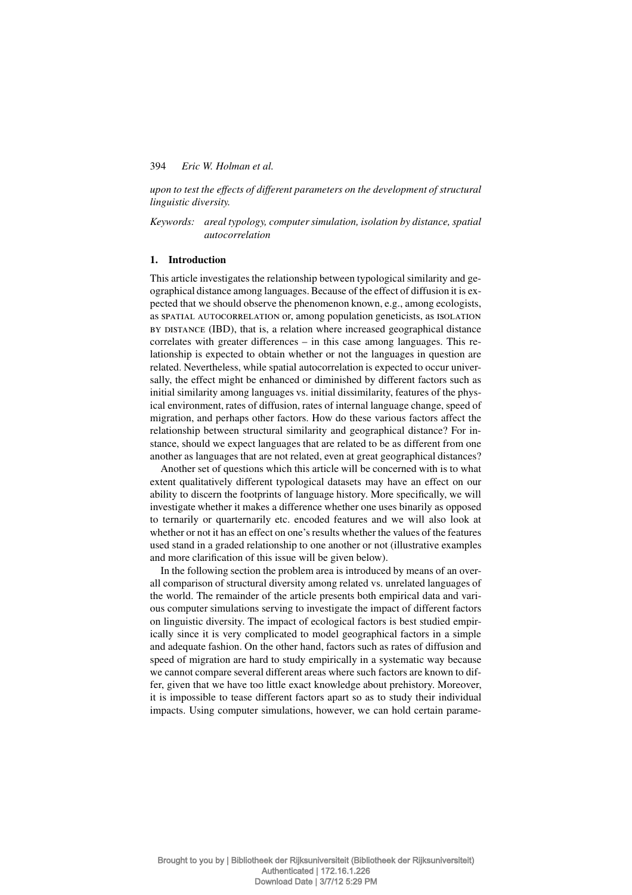*upon to test the effects of different parameters on the development of structural linguistic diversity.*

*Keywords:* *areal typology, computer simulation, isolation by distance, spatial autocorrelation*

## 1. Introduction

This article investigates the relationship between typological similarity and geographical distance among languages. Because of the effect of diffusion it is expected that we should observe the phenomenon known, e.g., among ecologists, as SPATIAL AUTOCORRELATION or, among population geneticists, as ISOLATION BY DISTANCE (IBD), that is, a relation where increased geographical distance correlates with greater differences – in this case among languages. This relationship is expected to obtain whether or not the languages in question are related. Nevertheless, while spatial autocorrelation is expected to occur universally, the effect might be enhanced or diminished by different factors such as initial similarity among languages vs. initial dissimilarity, features of the physical environment, rates of diffusion, rates of internal language change, speed of migration, and perhaps other factors. How do these various factors affect the relationship between structural similarity and geographical distance? For instance, should we expect languages that are related to be as different from one another as languages that are not related, even at great geographical distances?

Another set of questions which this article will be concerned with is to what extent qualitatively different typological datasets may have an effect on our ability to discern the footprints of language history. More specifically, we will investigate whether it makes a difference whether one uses binarily as opposed to ternarily or quarternarily etc. encoded features and we will also look at whether or not it has an effect on one's results whether the values of the features used stand in a graded relationship to one another or not (illustrative examples and more clarification of this issue will be given below).

In the following section the problem area is introduced by means of an overall comparison of structural diversity among related vs. unrelated languages of the world. The remainder of the article presents both empirical data and various computer simulations serving to investigate the impact of different factors on linguistic diversity. The impact of ecological factors is best studied empirically since it is very complicated to model geographical factors in a simple and adequate fashion. On the other hand, factors such as rates of diffusion and speed of migration are hard to study empirically in a systematic way because we cannot compare several different areas where such factors are known to differ, given that we have too little exact knowledge about prehistory. Moreover, it is impossible to tease different factors apart so as to study their individual impacts. Using computer simulations, however, we can hold certain parame-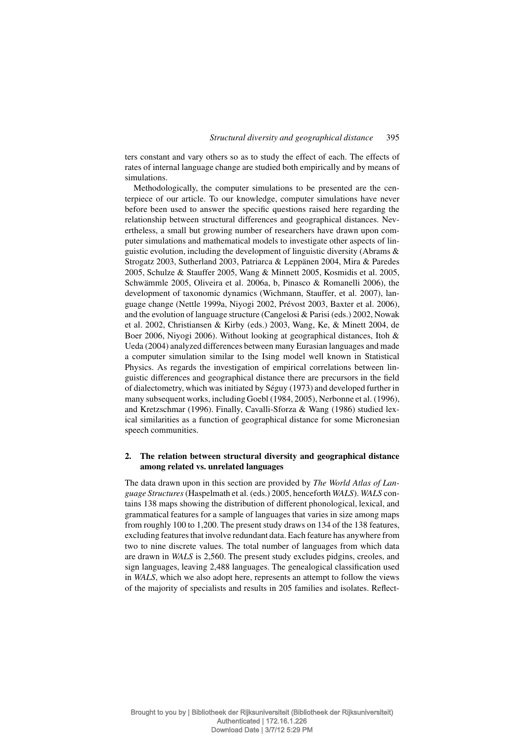ters constant and vary others so as to study the effect of each. The effects of rates of internal language change are studied both empirically and by means of simulations.

Methodologically, the computer simulations to be presented are the centerpiece of our article. To our knowledge, computer simulations have never before been used to answer the specific questions raised here regarding the relationship between structural differences and geographical distances. Nevertheless, a small but growing number of researchers have drawn upon computer simulations and mathematical models to investigate other aspects of linguistic evolution, including the development of linguistic diversity (Abrams & Strogatz 2003, Sutherland 2003, Patriarca & Leppänen 2004, Mira & Paredes 2005, Schulze & Stauffer 2005, Wang & Minnett 2005, Kosmidis et al. 2005, Schwämmle 2005, Oliveira et al. 2006a, b, Pinasco & Romanelli 2006), the development of taxonomic dynamics (Wichmann, Stauffer, et al. 2007), language change (Nettle 1999a, Niyogi 2002, Prévost 2003, Baxter et al. 2006), and the evolution of language structure (Cangelosi & Parisi (eds.) 2002, Nowak et al. 2002, Christiansen & Kirby (eds.) 2003, Wang, Ke, & Minett 2004, de Boer 2006, Niyogi 2006). Without looking at geographical distances, Itoh & Ueda (2004) analyzed differences between many Eurasian languages and made a computer simulation similar to the Ising model well known in Statistical Physics. As regards the investigation of empirical correlations between linguistic differences and geographical distance there are precursors in the field of dialectometry, which was initiated by Séguy (1973) and developed further in many subsequent works, including Goebl (1984, 2005), Nerbonne et al. (1996), and Kretzschmar (1996). Finally, Cavalli-Sforza & Wang (1986) studied lexical similarities as a function of geographical distance for some Micronesian speech communities.

## 2. The relation between structural diversity and geographical distance among related vs. unrelated languages

The data drawn upon in this section are provided by *The World Atlas of Language Structures* (Haspelmath et al. (eds.) 2005, henceforth *WALS*). *WALS* contains 138 maps showing the distribution of different phonological, lexical, and grammatical features for a sample of languages that varies in size among maps from roughly 100 to 1,200. The present study draws on 134 of the 138 features, excluding features that involve redundant data. Each feature has anywhere from two to nine discrete values. The total number of languages from which data are drawn in *WALS* is 2,560. The present study excludes pidgins, creoles, and sign languages, leaving 2,488 languages. The genealogical classification used in *WALS*, which we also adopt here, represents an attempt to follow the views of the majority of specialists and results in 205 families and isolates. Reflect-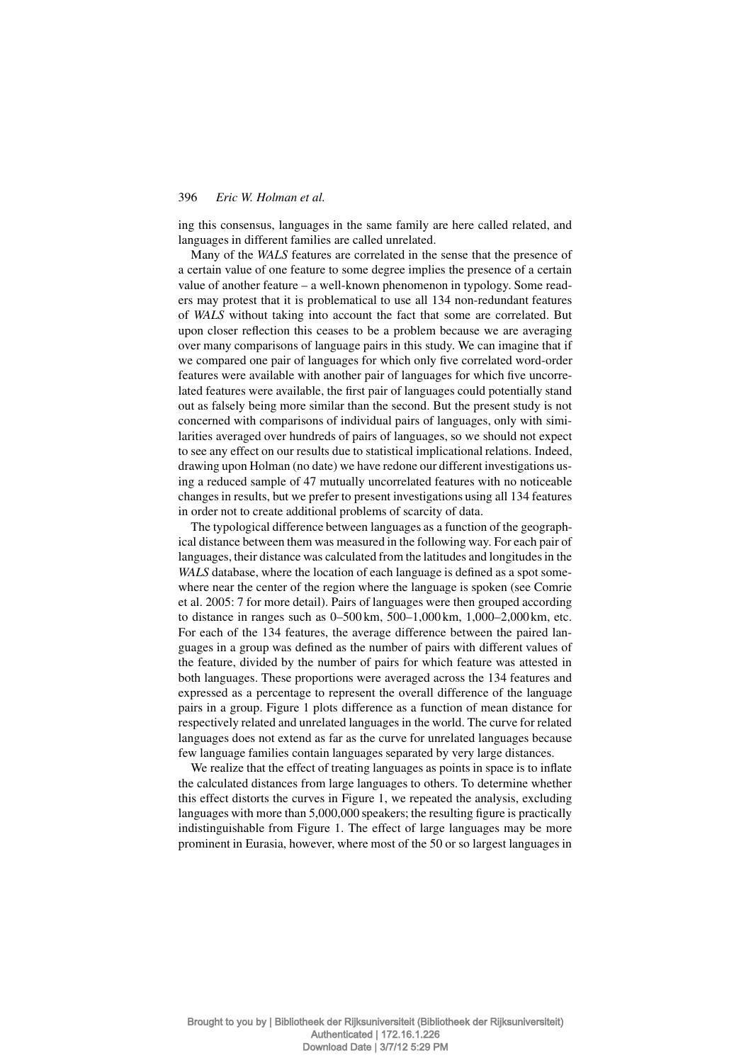ing this consensus, languages in the same family are here called related, and languages in different families are called unrelated.

Many of the *WALS* features are correlated in the sense that the presence of a certain value of one feature to some degree implies the presence of a certain value of another feature – a well-known phenomenon in typology. Some readers may protest that it is problematical to use all 134 non-redundant features of *WALS* without taking into account the fact that some are correlated. But upon closer reflection this ceases to be a problem because we are averaging over many comparisons of language pairs in this study. We can imagine that if we compared one pair of languages for which only five correlated word-order features were available with another pair of languages for which five uncorrelated features were available, the first pair of languages could potentially stand out as falsely being more similar than the second. But the present study is not concerned with comparisons of individual pairs of languages, only with similarities averaged over hundreds of pairs of languages, so we should not expect to see any effect on our results due to statistical implicational relations. Indeed, drawing upon Holman (no date) we have redone our different investigations using a reduced sample of 47 mutually uncorrelated features with no noticeable changes in results, but we prefer to present investigations using all 134 features in order not to create additional problems of scarcity of data.

The typological difference between languages as a function of the geographical distance between them was measured in the following way. For each pair of languages, their distance was calculated from the latitudes and longitudes in the *WALS* database, where the location of each language is defined as a spot somewhere near the center of the region where the language is spoken (see Comrie et al. 2005: 7 for more detail). Pairs of languages were then grouped according to distance in ranges such as 0–500 km, 500–1,000 km, 1,000–2,000 km, etc. For each of the 134 features, the average difference between the paired languages in a group was defined as the number of pairs with different values of the feature, divided by the number of pairs for which feature was attested in both languages. These proportions were averaged across the 134 features and expressed as a percentage to represent the overall difference of the language pairs in a group. Figure 1 plots difference as a function of mean distance for respectively related and unrelated languages in the world. The curve for related languages does not extend as far as the curve for unrelated languages because few language families contain languages separated by very large distances.

We realize that the effect of treating languages as points in space is to inflate the calculated distances from large languages to others. To determine whether this effect distorts the curves in Figure 1, we repeated the analysis, excluding languages with more than 5,000,000 speakers; the resulting figure is practically indistinguishable from Figure 1. The effect of large languages may be more prominent in Eurasia, however, where most of the 50 or so largest languages in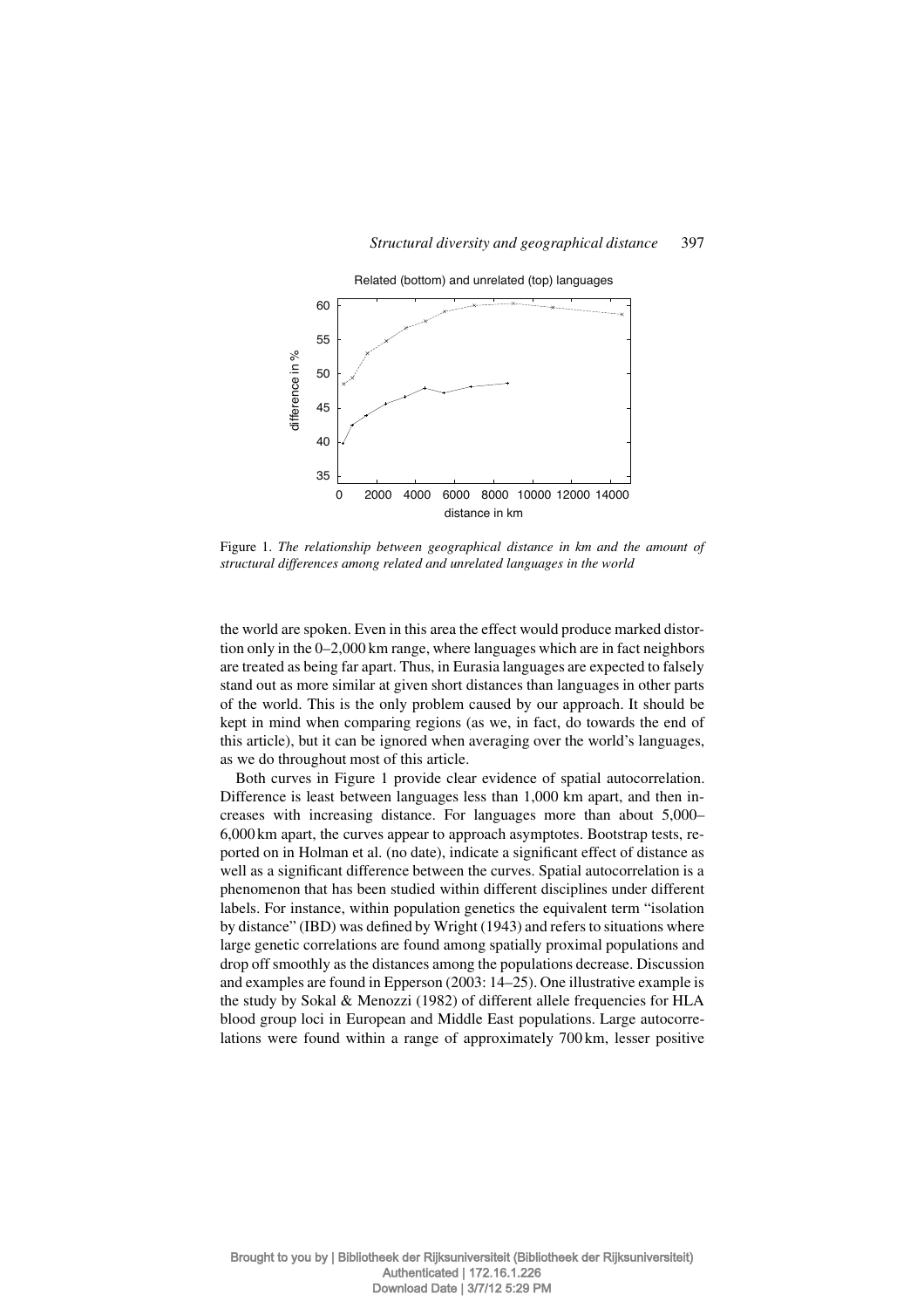Figure 1. *The relationship between geographical distance in km and the amount of structural differences among related and unrelated languages in the world*

the world are spoken. Even in this area the effect would produce marked distortion only in the 0–2,000 km range, where languages which are in fact neighbors are treated as being far apart. Thus, in Eurasia languages are expected to falsely stand out as more similar at given short distances than languages in other parts of the world. This is the only problem caused by our approach. It should be kept in mind when comparing regions (as we, in fact, do towards the end of this article), but it can be ignored when averaging over the world's languages, as we do throughout most of this article.

Both curves in Figure 1 provide clear evidence of spatial autocorrelation. Difference is least between languages less than 1,000 km apart, and then increases with increasing distance. For languages more than about 5,000–6,000 km apart, the curves appear to approach asymptotes. Bootstrap tests, reported on in Holman et al. (no date), indicate a significant effect of distance as well as a significant difference between the curves. Spatial autocorrelation is a phenomenon that has been studied within different disciplines under different labels. For instance, within population genetics the equivalent term "isolation by distance" (IBD) was defined by Wright (1943) and refers to situations where large genetic correlations are found among spatially proximal populations and drop off smoothly as the distances among the populations decrease. Discussion and examples are found in Epperson (2003: 14–25). One illustrative example is the study by Sokal & Menozzi (1982) of different allele frequencies for HLA blood group loci in European and Middle East populations. Large autocorrelations were found within a range of approximately 700 km, lesser positive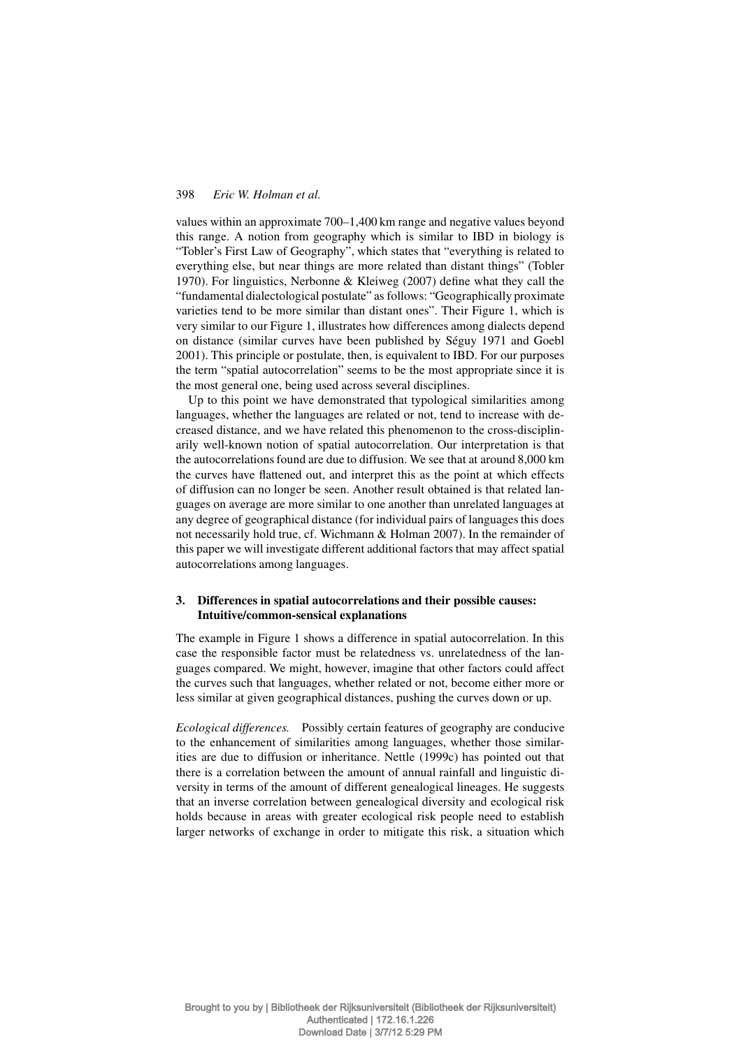values within an approximate 700–1,400 km range and negative values beyond this range. A notion from geography which is similar to IBD in biology is "Tobler's First Law of Geography", which states that "everything is related to everything else, but near things are more related than distant things" (Tobler 1970). For linguistics, Nerbonne & Kleiweg (2007) define what they call the "fundamental dialectological postulate" as follows: "Geographically proximate varieties tend to be more similar than distant ones". Their Figure 1, which is very similar to our Figure 1, illustrates how differences among dialects depend on distance (similar curves have been published by Séguy 1971 and Goebl 2001). This principle or postulate, then, is equivalent to IBD. For our purposes the term "spatial autocorrelation" seems to be the most appropriate since it is the most general one, being used across several disciplines.

Up to this point we have demonstrated that typological similarities among languages, whether the languages are related or not, tend to increase with decreased distance, and we have related this phenomenon to the cross-disciplinarily well-known notion of spatial autocorrelation. Our interpretation is that the autocorrelations found are due to diffusion. We see that at around 8,000 km the curves have flattened out, and interpret this as the point at which effects of diffusion can no longer be seen. Another result obtained is that related languages on average are more similar to one another than unrelated languages at any degree of geographical distance (for individual pairs of languages this does not necessarily hold true, cf. Wichmann & Holman 2007). In the remainder of this paper we will investigate different additional factors that may affect spatial autocorrelations among languages.

## 3. Differences in spatial autocorrelations and their possible causes: Intuitive/common-sensical explanations

The example in Figure 1 shows a difference in spatial autocorrelation. In this case the responsible factor must be relatedness vs. unrelatedness of the languages compared. We might, however, imagine that other factors could affect the curves such that languages, whether related or not, become either more or less similar at given geographical distances, pushing the curves down or up.

*Ecological differences.* Possibly certain features of geography are conducive to the enhancement of similarities among languages, whether those similarities are due to diffusion or inheritance. Nettle (1999c) has pointed out that there is a correlation between the amount of annual rainfall and linguistic diversity in terms of the amount of different genealogical lineages. He suggests that an inverse correlation between genealogical diversity and ecological risk holds because in areas with greater ecological risk people need to establish larger networks of exchange in order to mitigate this risk, a situation which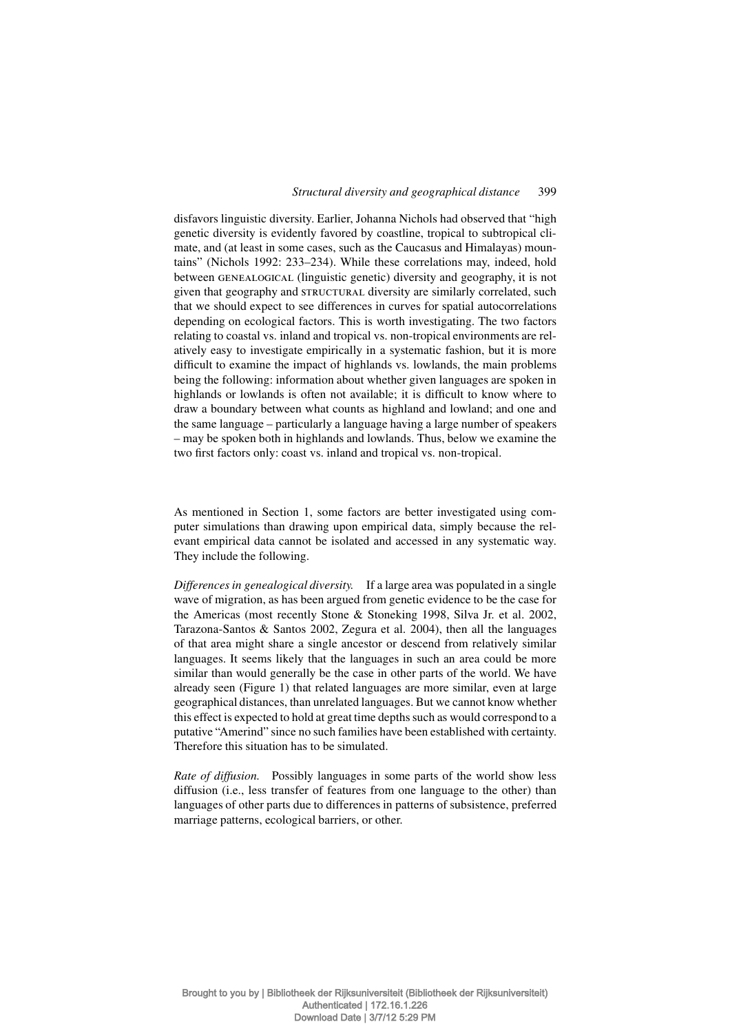disfavors linguistic diversity. Earlier, Johanna Nichols had observed that "high genetic diversity is evidently favored by coastline, tropical to subtropical climate, and (at least in some cases, such as the Caucasus and Himalayas) mountains" (Nichols 1992: 233–234). While these correlations may, indeed, hold between GENEALOGICAL (linguistic genetic) diversity and geography, it is not given that geography and STRUCTURAL diversity are similarly correlated, such that we should expect to see differences in curves for spatial autocorrelations depending on ecological factors. This is worth investigating. The two factors relating to coastal vs. inland and tropical vs. non-tropical environments are relatively easy to investigate empirically in a systematic fashion, but it is more difficult to examine the impact of highlands vs. lowlands, the main problems being the following: information about whether given languages are spoken in highlands or lowlands is often not available; it is difficult to know where to draw a boundary between what counts as highland and lowland; and one and the same language – particularly a language having a large number of speakers – may be spoken both in highlands and lowlands. Thus, below we examine the two first factors only: coast vs. inland and tropical vs. non-tropical.

As mentioned in Section 1, some factors are better investigated using computer simulations than drawing upon empirical data, simply because the relevant empirical data cannot be isolated and accessed in any systematic way. They include the following.

*Differences in genealogical diversity.* If a large area was populated in a single wave of migration, as has been argued from genetic evidence to be the case for the Americas (most recently Stone & Stoneking 1998, Silva Jr. et al. 2002, Tarazona-Santos & Santos 2002, Zegura et al. 2004), then all the languages of that area might share a single ancestor or descend from relatively similar languages. It seems likely that the languages in such an area could be more similar than would generally be the case in other parts of the world. We have already seen (Figure 1) that related languages are more similar, even at large geographical distances, than unrelated languages. But we cannot know whether this effect is expected to hold at great time depths such as would correspond to a putative "Amerind" since no such families have been established with certainty. Therefore this situation has to be simulated.

*Rate of diffusion.* Possibly languages in some parts of the world show less diffusion (i.e., less transfer of features from one language to the other) than languages of other parts due to differences in patterns of subsistence, preferred marriage patterns, ecological barriers, or other.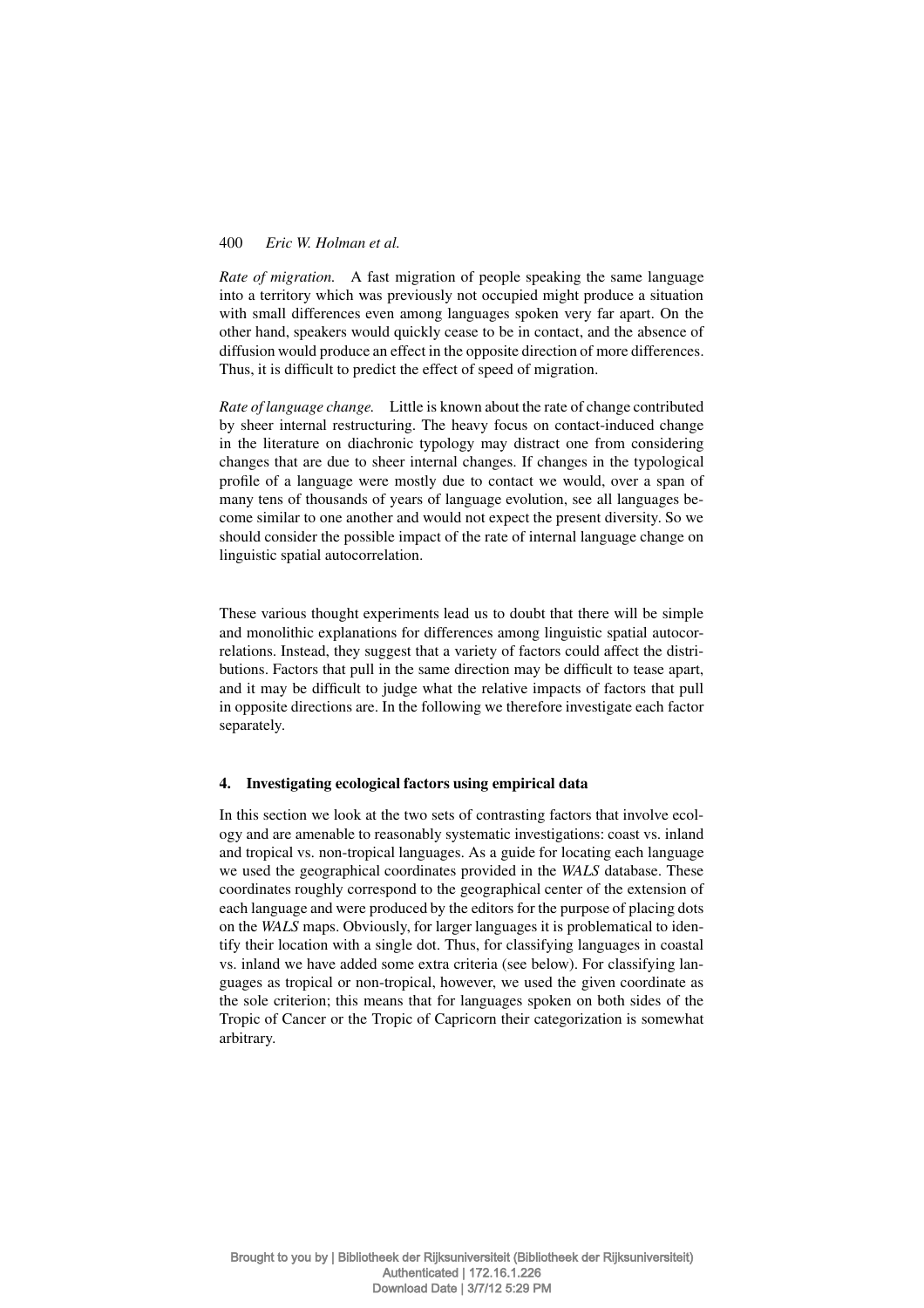*Rate of migration.* A fast migration of people speaking the same language into a territory which was previously not occupied might produce a situation with small differences even among languages spoken very far apart. On the other hand, speakers would quickly cease to be in contact, and the absence of diffusion would produce an effect in the opposite direction of more differences. Thus, it is difficult to predict the effect of speed of migration.

*Rate of language change.* Little is known about the rate of change contributed by sheer internal restructuring. The heavy focus on contact-induced change in the literature on diachronic typology may distract one from considering changes that are due to sheer internal changes. If changes in the typological profile of a language were mostly due to contact we would, over a span of many tens of thousands of years of language evolution, see all languages become similar to one another and would not expect the present diversity. So we should consider the possible impact of the rate of internal language change on linguistic spatial autocorrelation.

These various thought experiments lead us to doubt that there will be simple and monolithic explanations for differences among linguistic spatial autocorrelations. Instead, they suggest that a variety of factors could affect the distributions. Factors that pull in the same direction may be difficult to tease apart, and it may be difficult to judge what the relative impacts of factors that pull in opposite directions are. In the following we therefore investigate each factor separately.

## 4. Investigating ecological factors using empirical data

In this section we look at the two sets of contrasting factors that involve ecology and are amenable to reasonably systematic investigations: coast vs. inland and tropical vs. non-tropical languages. As a guide for locating each language we used the geographical coordinates provided in the *WALS* database. These coordinates roughly correspond to the geographical center of the extension of each language and were produced by the editors for the purpose of placing dots on the *WALS* maps. Obviously, for larger languages it is problematical to identify their location with a single dot. Thus, for classifying languages in coastal vs. inland we have added some extra criteria (see below). For classifying languages as tropical or non-tropical, however, we used the given coordinate as the sole criterion; this means that for languages spoken on both sides of the Tropic of Cancer or the Tropic of Capricorn their categorization is somewhat arbitrary.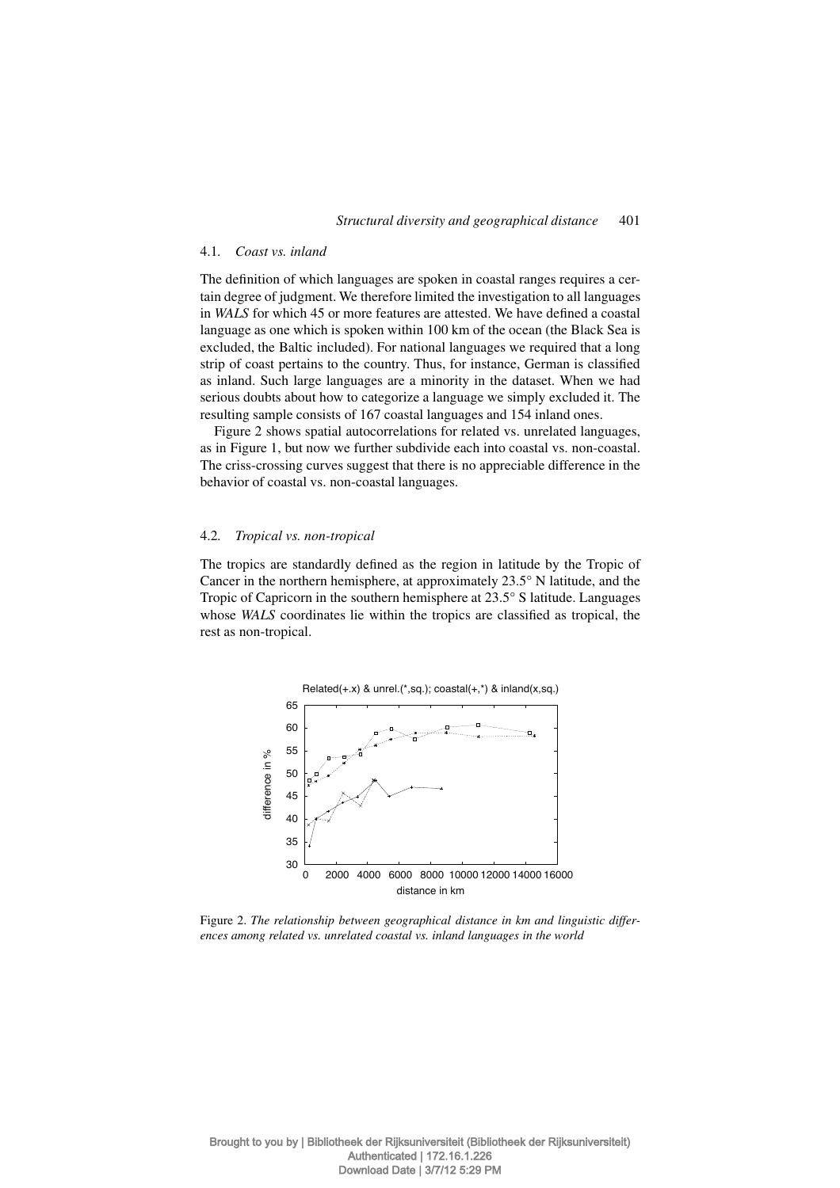### 4.1. *Coast vs. inland*

The definition of which languages are spoken in coastal ranges requires a certain degree of judgment. We therefore limited the investigation to all languages in *WALS* for which 45 or more features are attested. We have defined a coastal language as one which is spoken within 100 km of the ocean (the Black Sea is excluded, the Baltic included). For national languages we required that a long strip of coast pertains to the country. Thus, for instance, German is classified as inland. Such large languages are a minority in the dataset. When we had serious doubts about how to categorize a language we simply excluded it. The resulting sample consists of 167 coastal languages and 154 inland ones.

Figure 2 shows spatial autocorrelations for related vs. unrelated languages, as in Figure 1, but now we further subdivide each into coastal vs. non-coastal. The criss-crossing curves suggest that there is no appreciable difference in the behavior of coastal vs. non-coastal languages.

### 4.2. *Tropical vs. non-tropical*

The tropics are standardly defined as the region in latitude by the Tropic of Cancer in the northern hemisphere, at approximately 23.5° N latitude, and the Tropic of Capricorn in the southern hemisphere at 23.5° S latitude. Languages whose *WALS* coordinates lie within the tropics are classified as tropical, the rest as non-tropical.

Figure 2. *The relationship between geographical distance in km and linguistic differences among related vs. unrelated coastal vs. inland languages in the world*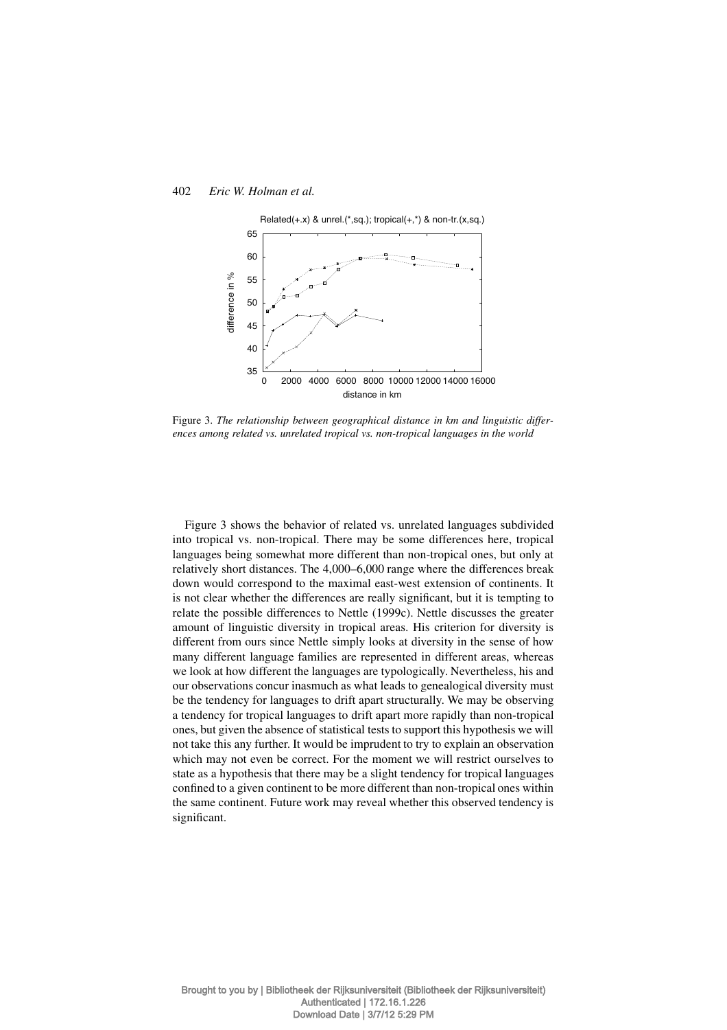Figure 3. *The relationship between geographical distance in km and linguistic differences among related vs. unrelated tropical vs. non-tropical languages in the world*

Figure 3 shows the behavior of related vs. unrelated languages subdivided into tropical vs. non-tropical. There may be some differences here, tropical languages being somewhat more different than non-tropical ones, but only at relatively short distances. The 4,000–6,000 range where the differences break down would correspond to the maximal east-west extension of continents. It is not clear whether the differences are really significant, but it is tempting to relate the possible differences to Nettle (1999c). Nettle discusses the greater amount of linguistic diversity in tropical areas. His criterion for diversity is different from ours since Nettle simply looks at diversity in the sense of how many different language families are represented in different areas, whereas we look at how different the languages are typologically. Nevertheless, his and our observations concur inasmuch as what leads to genealogical diversity must be the tendency for languages to drift apart structurally. We may be observing a tendency for tropical languages to drift apart more rapidly than non-tropical ones, but given the absence of statistical tests to support this hypothesis we will not take this any further. It would be imprudent to try to explain an observation which may not even be correct. For the moment we will restrict ourselves to state as a hypothesis that there may be a slight tendency for tropical languages confined to a given continent to be more different than non-tropical ones within the same continent. Future work may reveal whether this observed tendency is significant.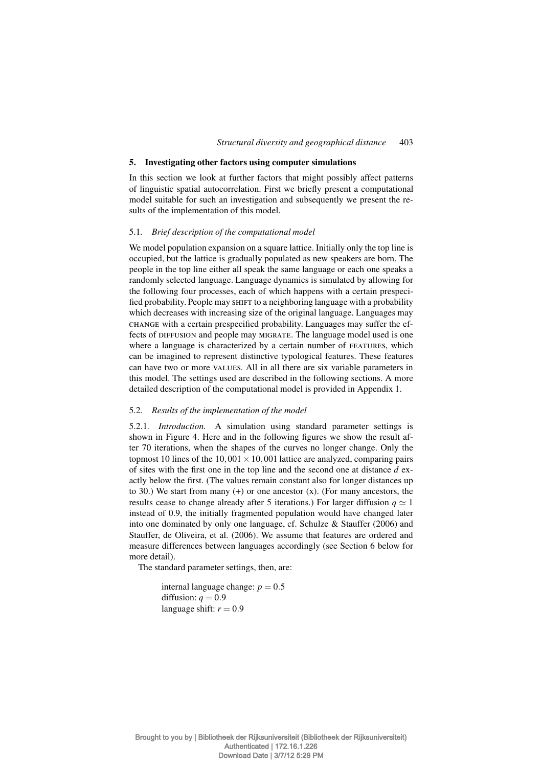## 5. Investigating other factors using computer simulations

In this section we look at further factors that might possibly affect patterns of linguistic spatial autocorrelation. First we briefly present a computational model suitable for such an investigation and subsequently we present the results of the implementation of this model.

### 5.1. *Brief description of the computational model*

We model population expansion on a square lattice. Initially only the top line is occupied, but the lattice is gradually populated as new speakers are born. The people in the top line either all speak the same language or each one speaks a randomly selected language. Language dynamics is simulated by allowing for the following four processes, each of which happens with a certain prespecified probability. People may SHIFT to a neighboring language with a probability which decreases with increasing size of the original language. Languages may CHANGE with a certain prespecified probability. Languages may suffer the effects of DIFFUSION and people may MIGRATE. The language model used is one where a language is characterized by a certain number of FEATURES, which can be imagined to represent distinctive typological features. These features can have two or more VALUES. All in all there are six variable parameters in this model. The settings used are described in the following sections. A more detailed description of the computational model is provided in Appendix 1.

### 5.2. *Results of the implementation of the model*

5.2.1. *Introduction.* A simulation using standard parameter settings is shown in Figure 4. Here and in the following figures we show the result after 70 iterations, when the shapes of the curves no longer change. Only the topmost 10 lines of the $10,001 \times 10,001$ lattice are analyzed, comparing pairs of sites with the first one in the top line and the second one at distance $d$ exactly below the first. (The values remain constant also for longer distances up to 30.) We start from many (+) or one ancestor (x). (For many ancestors, the results cease to change already after 5 iterations.) For larger diffusion $q \simeq 1$ instead of 0.9, the initially fragmented population would have changed later into one dominated by only one language, cf. Schulze & Stauffer (2006) and Stauffer, de Oliveira, et al. (2006). We assume that features are ordered and measure differences between languages accordingly (see Section 6 below for more detail).

The standard parameter settings, then, are:

internal language change: $p = 0.5$
diffusion: $q = 0.9$
language shift: $r = 0.9$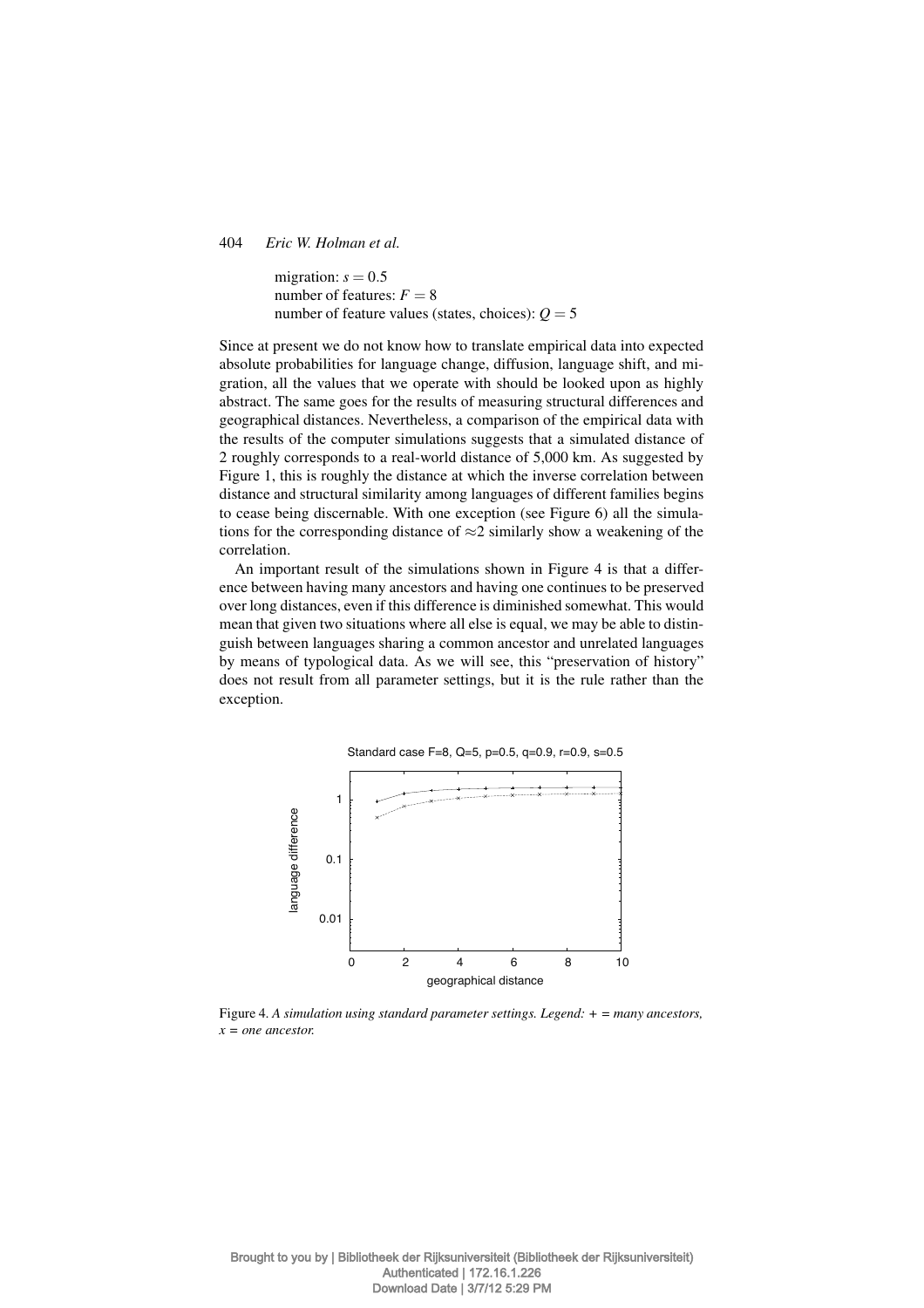migration: $s = 0.5$
number of features: $F = 8$
number of feature values (states, choices): $Q = 5$

Since at present we do not know how to translate empirical data into expected absolute probabilities for language change, diffusion, language shift, and migration, all the values that we operate with should be looked upon as highly abstract. The same goes for the results of measuring structural differences and geographical distances. Nevertheless, a comparison of the empirical data with the results of the computer simulations suggests that a simulated distance of 2 roughly corresponds to a real-world distance of 5,000 km. As suggested by Figure 1, this is roughly the distance at which the inverse correlation between distance and structural similarity among languages of different families begins to cease being discernable. With one exception (see Figure 6) all the simulations for the corresponding distance of ≈2 similarly show a weakening of the correlation.

An important result of the simulations shown in Figure 4 is that a difference between having many ancestors and having one continues to be preserved over long distances, even if this difference is diminished somewhat. This would mean that given two situations where all else is equal, we may be able to distinguish between languages sharing a common ancestor and unrelated languages by means of typological data. As we will see, this "preservation of history" does not result from all parameter settings, but it is the rule rather than the exception.

Figure 4. *A simulation using standard parameter settings. Legend: + = many ancestors, x = one ancestor.*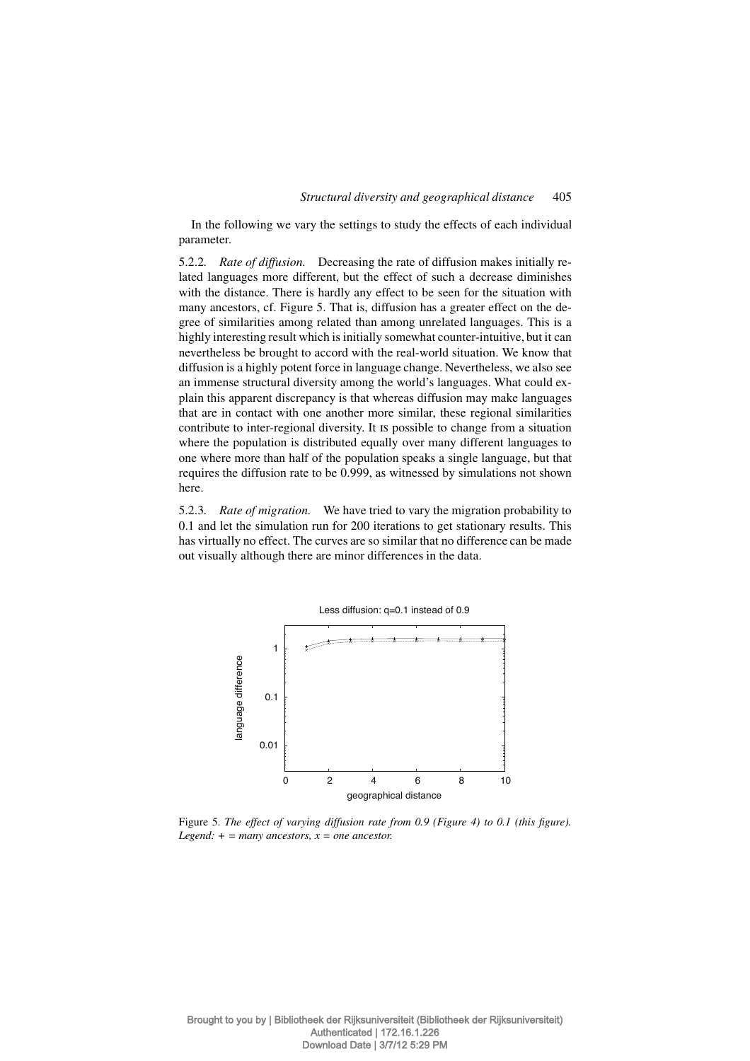In the following we vary the settings to study the effects of each individual parameter.

5.2.2. *Rate of diffusion.* Decreasing the rate of diffusion makes initially related languages more different, but the effect of such a decrease diminishes with the distance. There is hardly any effect to be seen for the situation with many ancestors, cf. Figure 5. That is, diffusion has a greater effect on the degree of similarities among related than among unrelated languages. This is a highly interesting result which is initially somewhat counter-intuitive, but it can nevertheless be brought to accord with the real-world situation. We know that diffusion is a highly potent force in language change. Nevertheless, we also see an immense structural diversity among the world's languages. What could explain this apparent discrepancy is that whereas diffusion may make languages that are in contact with one another more similar, these regional similarities contribute to inter-regional diversity. It is possible to change from a situation where the population is distributed equally over many different languages to one where more than half of the population speaks a single language, but that requires the diffusion rate to be 0.999, as witnessed by simulations not shown here.

5.2.3. *Rate of migration.* We have tried to vary the migration probability to 0.1 and let the simulation run for 200 iterations to get stationary results. This has virtually no effect. The curves are so similar that no difference can be made out visually although there are minor differences in the data.

Figure 5. *The effect of varying diffusion rate from 0.9 (Figure 4) to 0.1 (this figure). Legend: + = many ancestors, x = one ancestor.*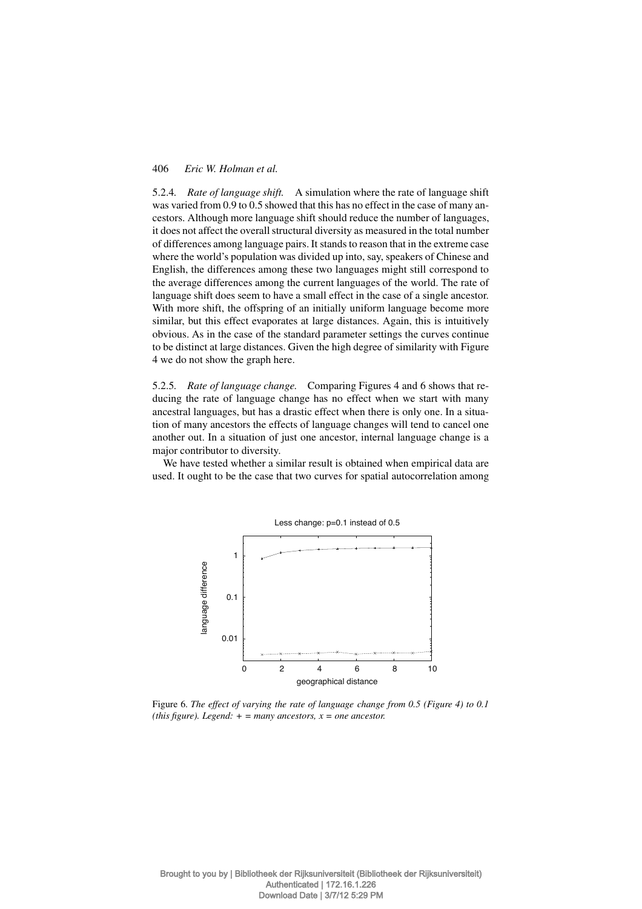5.2.4. *Rate of language shift.* A simulation where the rate of language shift was varied from 0.9 to 0.5 showed that this has no effect in the case of many ancestors. Although more language shift should reduce the number of languages, it does not affect the overall structural diversity as measured in the total number of differences among language pairs. It stands to reason that in the extreme case where the world's population was divided up into, say, speakers of Chinese and English, the differences among these two languages might still correspond to the average differences among the current languages of the world. The rate of language shift does seem to have a small effect in the case of a single ancestor. With more shift, the offspring of an initially uniform language become more similar, but this effect evaporates at large distances. Again, this is intuitively obvious. As in the case of the standard parameter settings the curves continue to be distinct at large distances. Given the high degree of similarity with Figure 4 we do not show the graph here.

5.2.5. *Rate of language change.* Comparing Figures 4 and 6 shows that reducing the rate of language change has no effect when we start with many ancestral languages, but has a drastic effect when there is only one. In a situation of many ancestors the effects of language changes will tend to cancel one another out. In a situation of just one ancestor, internal language change is a major contributor to diversity.

We have tested whether a similar result is obtained when empirical data are used. It ought to be the case that two curves for spatial autocorrelation among

Figure 6. *The effect of varying the rate of language change from 0.5 (Figure 4) to 0.1 (this figure). Legend: + = many ancestors, x = one ancestor.*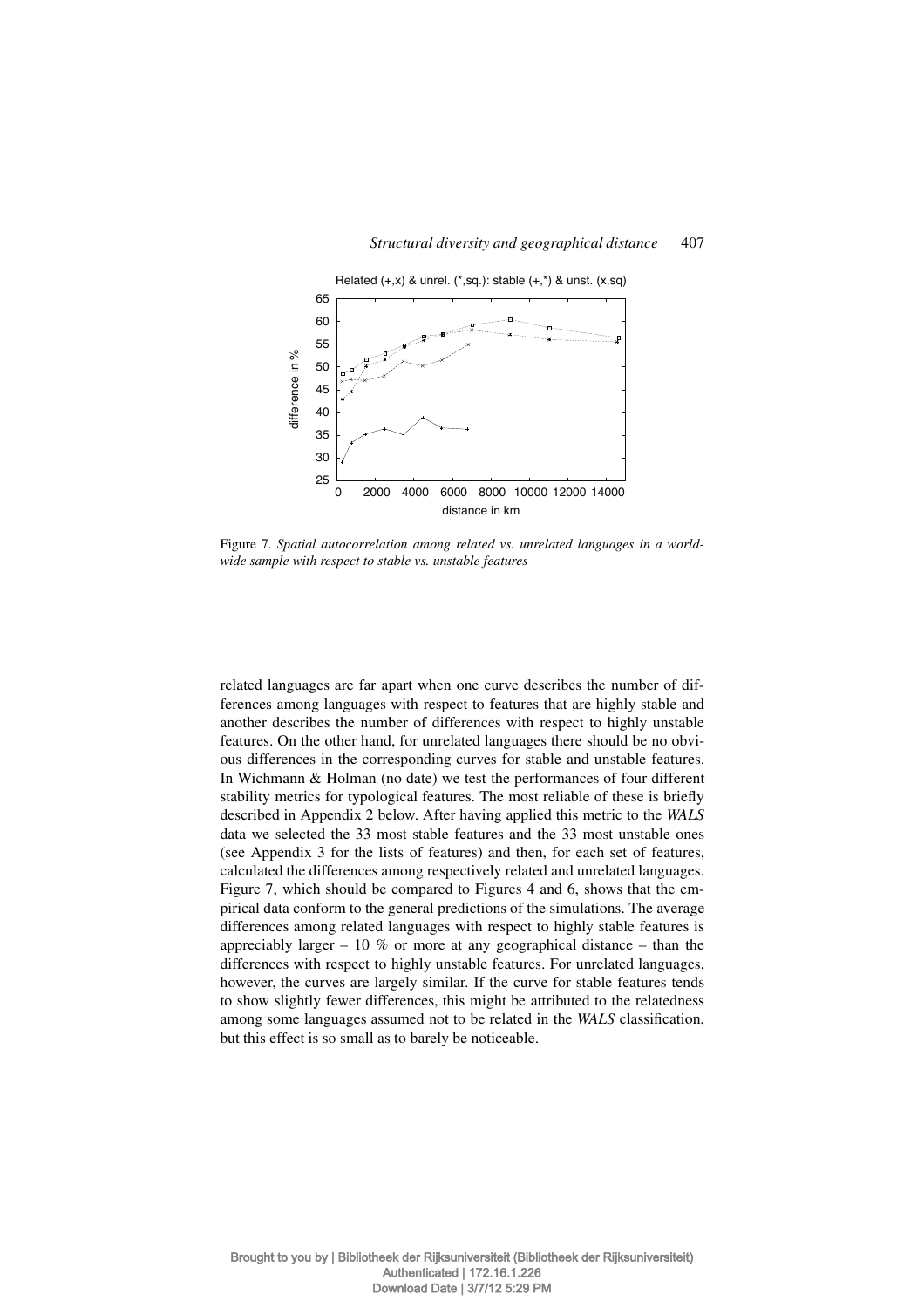Figure 7. *Spatial autocorrelation among related vs. unrelated languages in a world-wide sample with respect to stable vs. unstable features*

related languages are far apart when one curve describes the number of differences among languages with respect to features that are highly stable and another describes the number of differences with respect to highly unstable features. On the other hand, for unrelated languages there should be no obvious differences in the corresponding curves for stable and unstable features. In Wichmann & Holman (no date) we test the performances of four different stability metrics for typological features. The most reliable of these is briefly described in Appendix 2 below. After having applied this metric to the *WALS* data we selected the 33 most stable features and the 33 most unstable ones (see Appendix 3 for the lists of features) and then, for each set of features, calculated the differences among respectively related and unrelated languages. Figure 7, which should be compared to Figures 4 and 6, shows that the empirical data conform to the general predictions of the simulations. The average differences among related languages with respect to highly stable features is appreciably larger – 10 % or more at any geographical distance – than the differences with respect to highly unstable features. For unrelated languages, however, the curves are largely similar. If the curve for stable features tends to show slightly fewer differences, this might be attributed to the relatedness among some languages assumed not to be related in the *WALS* classification, but this effect is so small as to barely be noticeable.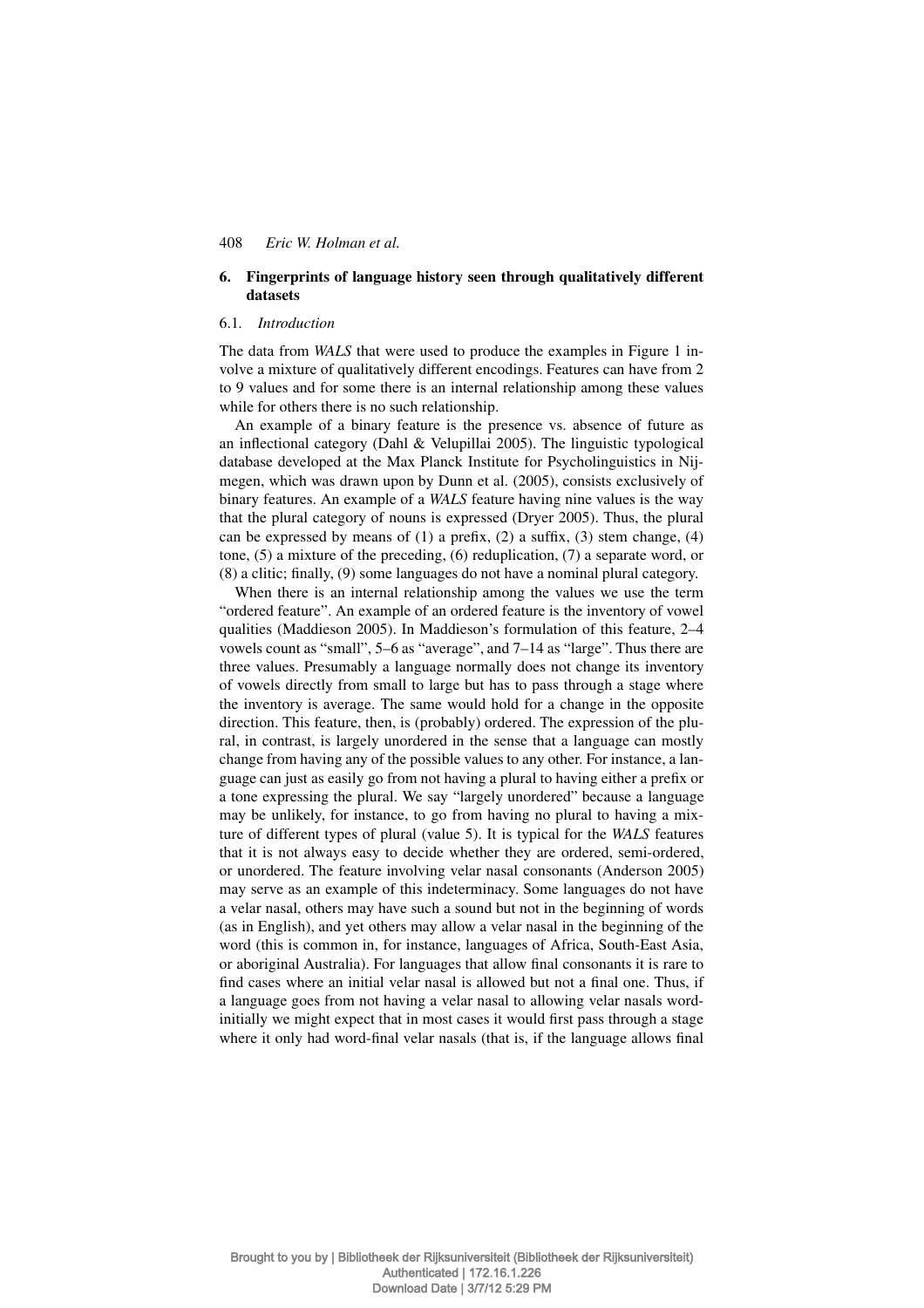## 6. Fingerprints of language history seen through qualitatively different datasets

### 6.1. *Introduction*

The data from *WALS* that were used to produce the examples in Figure 1 involve a mixture of qualitatively different encodings. Features can have from 2 to 9 values and for some there is an internal relationship among these values while for others there is no such relationship.

An example of a binary feature is the presence vs. absence of future as an inflectional category (Dahl & Velupillai 2005). The linguistic typological database developed at the Max Planck Institute for Psycholinguistics in Nijmegen, which was drawn upon by Dunn et al. (2005), consists exclusively of binary features. An example of a *WALS* feature having nine values is the way that the plural category of nouns is expressed (Dryer 2005). Thus, the plural can be expressed by means of (1) a prefix, (2) a suffix, (3) stem change, (4) tone, (5) a mixture of the preceding, (6) reduplication, (7) a separate word, or (8) a clitic; finally, (9) some languages do not have a nominal plural category.

When there is an internal relationship among the values we use the term "ordered feature". An example of an ordered feature is the inventory of vowel qualities (Maddieson 2005). In Maddieson's formulation of this feature, 2–4 vowels count as "small", 5–6 as "average", and 7–14 as "large". Thus there are three values. Presumably a language normally does not change its inventory of vowels directly from small to large but has to pass through a stage where the inventory is average. The same would hold for a change in the opposite direction. This feature, then, is (probably) ordered. The expression of the plural, in contrast, is largely unordered in the sense that a language can mostly change from having any of the possible values to any other. For instance, a language can just as easily go from not having a plural to having either a prefix or a tone expressing the plural. We say "largely unordered" because a language may be unlikely, for instance, to go from having no plural to having a mixture of different types of plural (value 5). It is typical for the *WALS* features that it is not always easy to decide whether they are ordered, semi-ordered, or unordered. The feature involving velar nasal consonants (Anderson 2005) may serve as an example of this indeterminacy. Some languages do not have a velar nasal, others may have such a sound but not in the beginning of words (as in English), and yet others may allow a velar nasal in the beginning of the word (this is common in, for instance, languages of Africa, South-East Asia, or aboriginal Australia). For languages that allow final consonants it is rare to find cases where an initial velar nasal is allowed but not a final one. Thus, if a language goes from not having a velar nasal to allowing velar nasals word-initially we might expect that in most cases it would first pass through a stage where it only had word-final velar nasals (that is, if the language allows final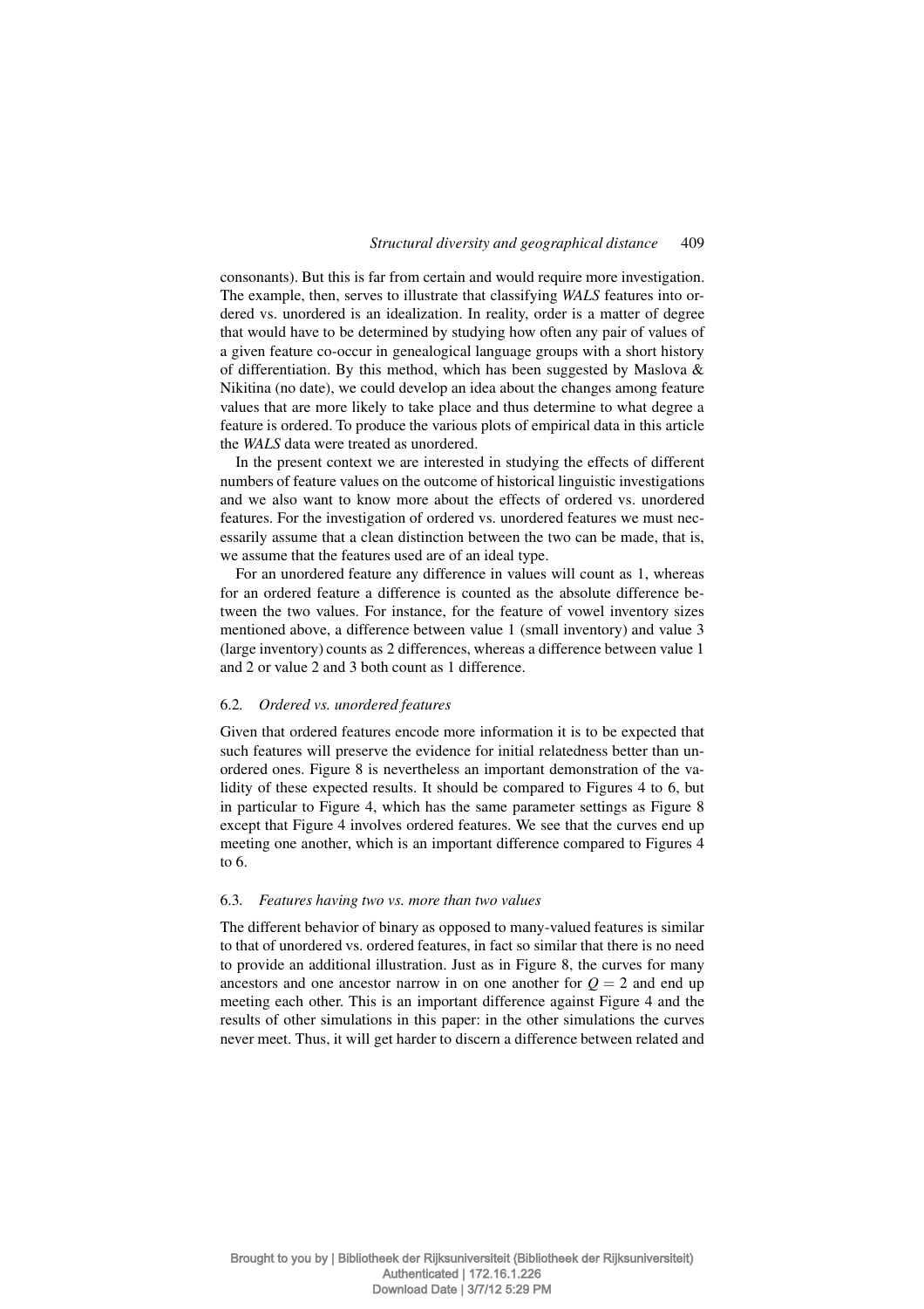consonants). But this is far from certain and would require more investigation. The example, then, serves to illustrate that classifying *WALS* features into ordered vs. unordered is an idealization. In reality, order is a matter of degree that would have to be determined by studying how often any pair of values of a given feature co-occur in genealogical language groups with a short history of differentiation. By this method, which has been suggested by Maslova & Nikitina (no date), we could develop an idea about the changes among feature values that are more likely to take place and thus determine to what degree a feature is ordered. To produce the various plots of empirical data in this article the *WALS* data were treated as unordered.

In the present context we are interested in studying the effects of different numbers of feature values on the outcome of historical linguistic investigations and we also want to know more about the effects of ordered vs. unordered features. For the investigation of ordered vs. unordered features we must necessarily assume that a clean distinction between the two can be made, that is, we assume that the features used are of an ideal type.

For an unordered feature any difference in values will count as 1, whereas for an ordered feature a difference is counted as the absolute difference between the two values. For instance, for the feature of vowel inventory sizes mentioned above, a difference between value 1 (small inventory) and value 3 (large inventory) counts as 2 differences, whereas a difference between value 1 and 2 or value 2 and 3 both count as 1 difference.

### 6.2. *Ordered vs. unordered features*

Given that ordered features encode more information it is to be expected that such features will preserve the evidence for initial relatedness better than unordered ones. Figure 8 is nevertheless an important demonstration of the validity of these expected results. It should be compared to Figures 4 to 6, but in particular to Figure 4, which has the same parameter settings as Figure 8 except that Figure 4 involves ordered features. We see that the curves end up meeting one another, which is an important difference compared to Figures 4 to 6.

### 6.3. *Features having two vs. more than two values*

The different behavior of binary as opposed to many-valued features is similar to that of unordered vs. ordered features, in fact so similar that there is no need to provide an additional illustration. Just as in Figure 8, the curves for many ancestors and one ancestor narrow in on one another for $Q = 2$ and end up meeting each other. This is an important difference against Figure 4 and the results of other simulations in this paper: in the other simulations the curves never meet. Thus, it will get harder to discern a difference between related and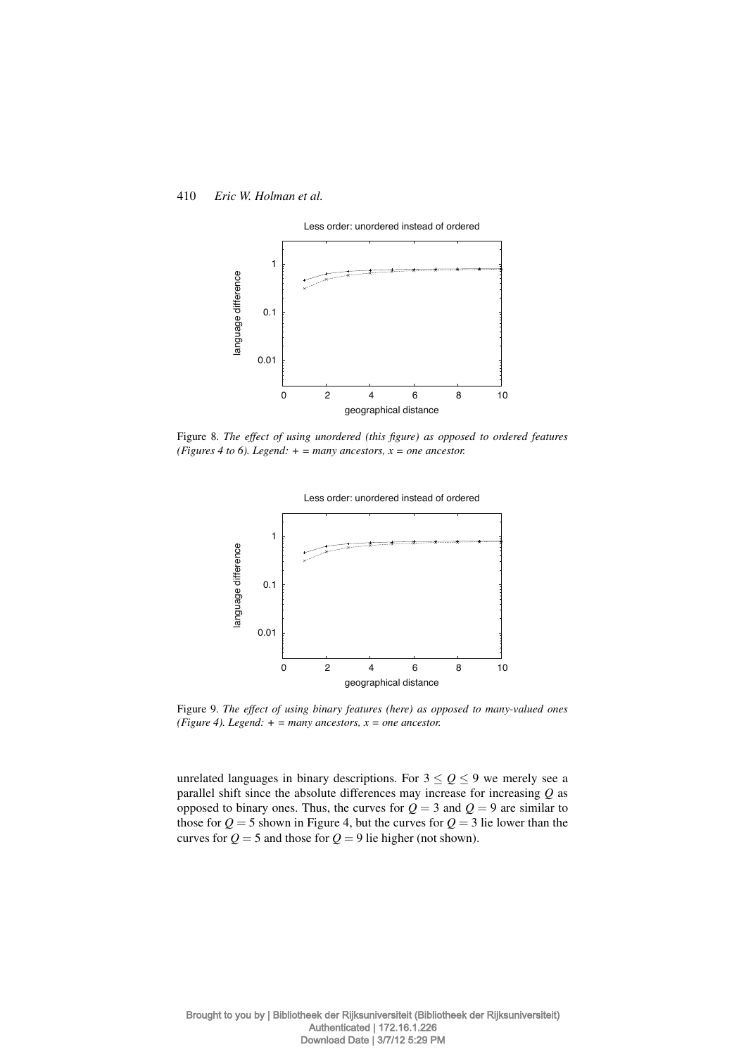Figure 8. *The effect of using unordered (this figure) as opposed to ordered features (Figures 4 to 6). Legend: + = many ancestors, x = one ancestor.*

Figure 9. *The effect of using binary features (here) as opposed to many-valued ones (Figure 4). Legend: + = many ancestors, x = one ancestor.*

unrelated languages in binary descriptions. For $3 \leq Q \leq 9$ we merely see a parallel shift since the absolute differences may increase for increasing $Q$ as opposed to binary ones. Thus, the curves for $Q = 3$ and $Q = 9$ are similar to those for $Q = 5$ shown in Figure 4, but the curves for $Q = 3$ lie lower than the curves for $Q = 5$ and those for $Q = 9$ lie higher (not shown).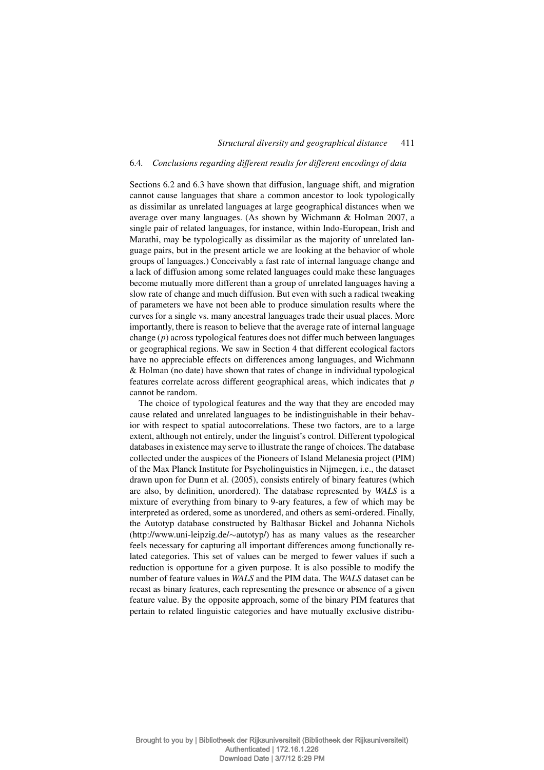### 6.4. *Conclusions regarding different results for different encodings of data*

Sections 6.2 and 6.3 have shown that diffusion, language shift, and migration cannot cause languages that share a common ancestor to look typologically as dissimilar as unrelated languages at large geographical distances when we average over many languages. (As shown by Wichmann & Holman 2007, a single pair of related languages, for instance, within Indo-European, Irish and Marathi, may be typologically as dissimilar as the majority of unrelated language pairs, but in the present article we are looking at the behavior of whole groups of languages.) Conceivably a fast rate of internal language change and a lack of diffusion among some related languages could make these languages become mutually more different than a group of unrelated languages having a slow rate of change and much diffusion. But even with such a radical tweaking of parameters we have not been able to produce simulation results where the curves for a single vs. many ancestral languages trade their usual places. More importantly, there is reason to believe that the average rate of internal language change ($p$) across typological features does not differ much between languages or geographical regions. We saw in Section 4 that different ecological factors have no appreciable effects on differences among languages, and Wichmann & Holman (no date) have shown that rates of change in individual typological features correlate across different geographical areas, which indicates that $p$ cannot be random.

The choice of typological features and the way that they are encoded may cause related and unrelated languages to be indistinguishable in their behavior with respect to spatial autocorrelations. These two factors, are to a large extent, although not entirely, under the linguist's control. Different typological databases in existence may serve to illustrate the range of choices. The database collected under the auspices of the Pioneers of Island Melanesia project (PIM) of the Max Planck Institute for Psycholinguistics in Nijmegen, i.e., the dataset drawn upon for Dunn et al. (2005), consists entirely of binary features (which are also, by definition, unordered). The database represented by *WALS* is a mixture of everything from binary to 9-ary features, a few of which may be interpreted as ordered, some as unordered, and others as semi-ordered. Finally, the Autotyp database constructed by Balthasar Bickel and Johanna Nichols (http://www.uni-leipzig.de/∼autotyp/) has as many values as the researcher feels necessary for capturing all important differences among functionally related categories. This set of values can be merged to fewer values if such a reduction is opportune for a given purpose. It is also possible to modify the number of feature values in *WALS* and the PIM data. The *WALS* dataset can be recast as binary features, each representing the presence or absence of a given feature value. By the opposite approach, some of the binary PIM features that pertain to related linguistic categories and have mutually exclusive distribu-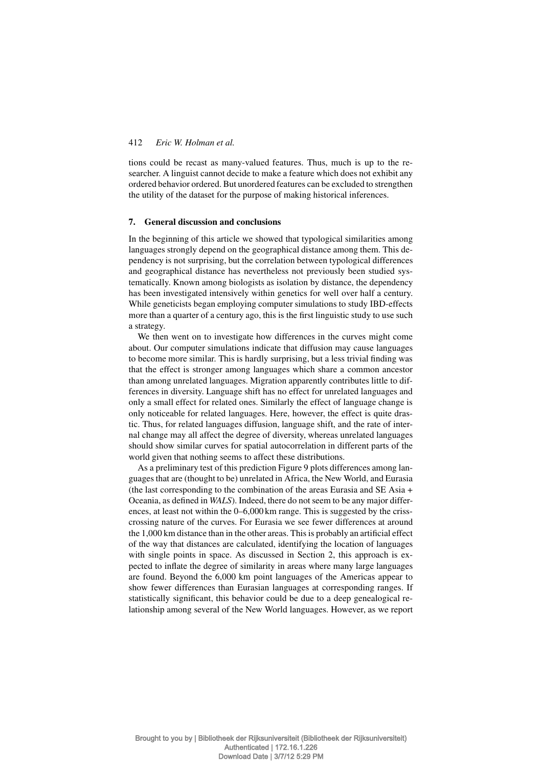tions could be recast as many-valued features. Thus, much is up to the researcher. A linguist cannot decide to make a feature which does not exhibit any ordered behavior ordered. But unordered features can be excluded to strengthen the utility of the dataset for the purpose of making historical inferences.

## 7. General discussion and conclusions

In the beginning of this article we showed that typological similarities among languages strongly depend on the geographical distance among them. This dependency is not surprising, but the correlation between typological differences and geographical distance has nevertheless not previously been studied systematically. Known among biologists as isolation by distance, the dependency has been investigated intensively within genetics for well over half a century. While geneticists began employing computer simulations to study IBD-effects more than a quarter of a century ago, this is the first linguistic study to use such a strategy.

We then went on to investigate how differences in the curves might come about. Our computer simulations indicate that diffusion may cause languages to become more similar. This is hardly surprising, but a less trivial finding was that the effect is stronger among languages which share a common ancestor than among unrelated languages. Migration apparently contributes little to differences in diversity. Language shift has no effect for unrelated languages and only a small effect for related ones. Similarly the effect of language change is only noticeable for related languages. Here, however, the effect is quite drastic. Thus, for related languages diffusion, language shift, and the rate of internal change may all affect the degree of diversity, whereas unrelated languages should show similar curves for spatial autocorrelation in different parts of the world given that nothing seems to affect these distributions.

As a preliminary test of this prediction Figure 9 plots differences among languages that are (thought to be) unrelated in Africa, the New World, and Eurasia (the last corresponding to the combination of the areas Eurasia and SE Asia + Oceania, as defined in *WALS*). Indeed, there do not seem to be any major differences, at least not within the 0–6,000 km range. This is suggested by the criss-crossing nature of the curves. For Eurasia we see fewer differences at around the 1,000 km distance than in the other areas. This is probably an artificial effect of the way that distances are calculated, identifying the location of languages with single points in space. As discussed in Section 2, this approach is expected to inflate the degree of similarity in areas where many large languages are found. Beyond the 6,000 km point languages of the Americas appear to show fewer differences than Eurasian languages at corresponding ranges. If statistically significant, this behavior could be due to a deep genealogical relationship among several of the New World languages. However, as we report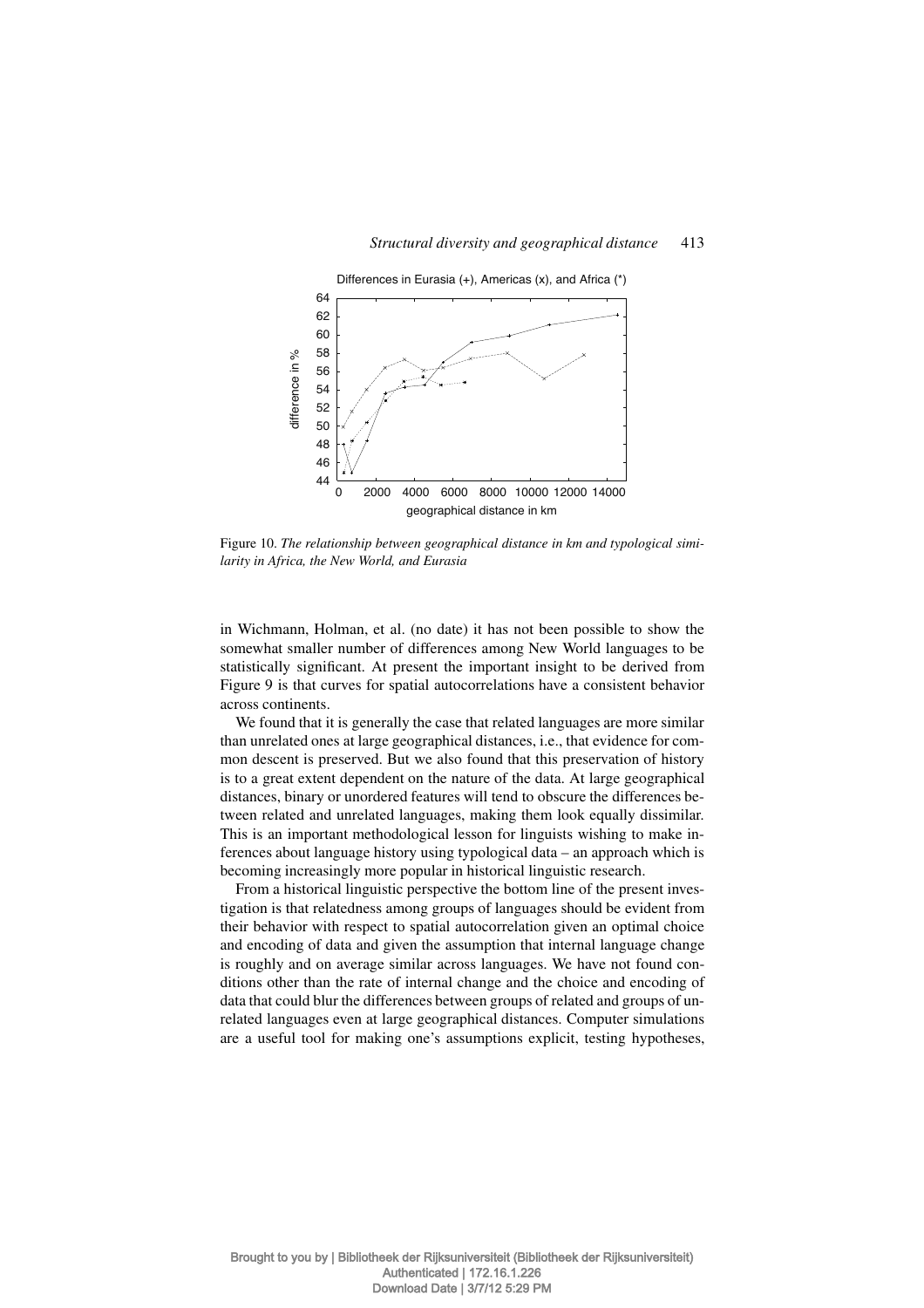Figure 10. *The relationship between geographical distance in km and typological similarity in Africa, the New World, and Eurasia*

in Wichmann, Holman, et al. (no date) it has not been possible to show the somewhat smaller number of differences among New World languages to be statistically significant. At present the important insight to be derived from Figure 9 is that curves for spatial autocorrelations have a consistent behavior across continents.

We found that it is generally the case that related languages are more similar than unrelated ones at large geographical distances, i.e., that evidence for common descent is preserved. But we also found that this preservation of history is to a great extent dependent on the nature of the data. At large geographical distances, binary or unordered features will tend to obscure the differences between related and unrelated languages, making them look equally dissimilar. This is an important methodological lesson for linguists wishing to make inferences about language history using typological data – an approach which is becoming increasingly more popular in historical linguistic research.

From a historical linguistic perspective the bottom line of the present investigation is that relatedness among groups of languages should be evident from their behavior with respect to spatial autocorrelation given an optimal choice and encoding of data and given the assumption that internal language change is roughly and on average similar across languages. We have not found conditions other than the rate of internal change and the choice and encoding of data that could blur the differences between groups of related and groups of unrelated languages even at large geographical distances. Computer simulations are a useful tool for making one's assumptions explicit, testing hypotheses,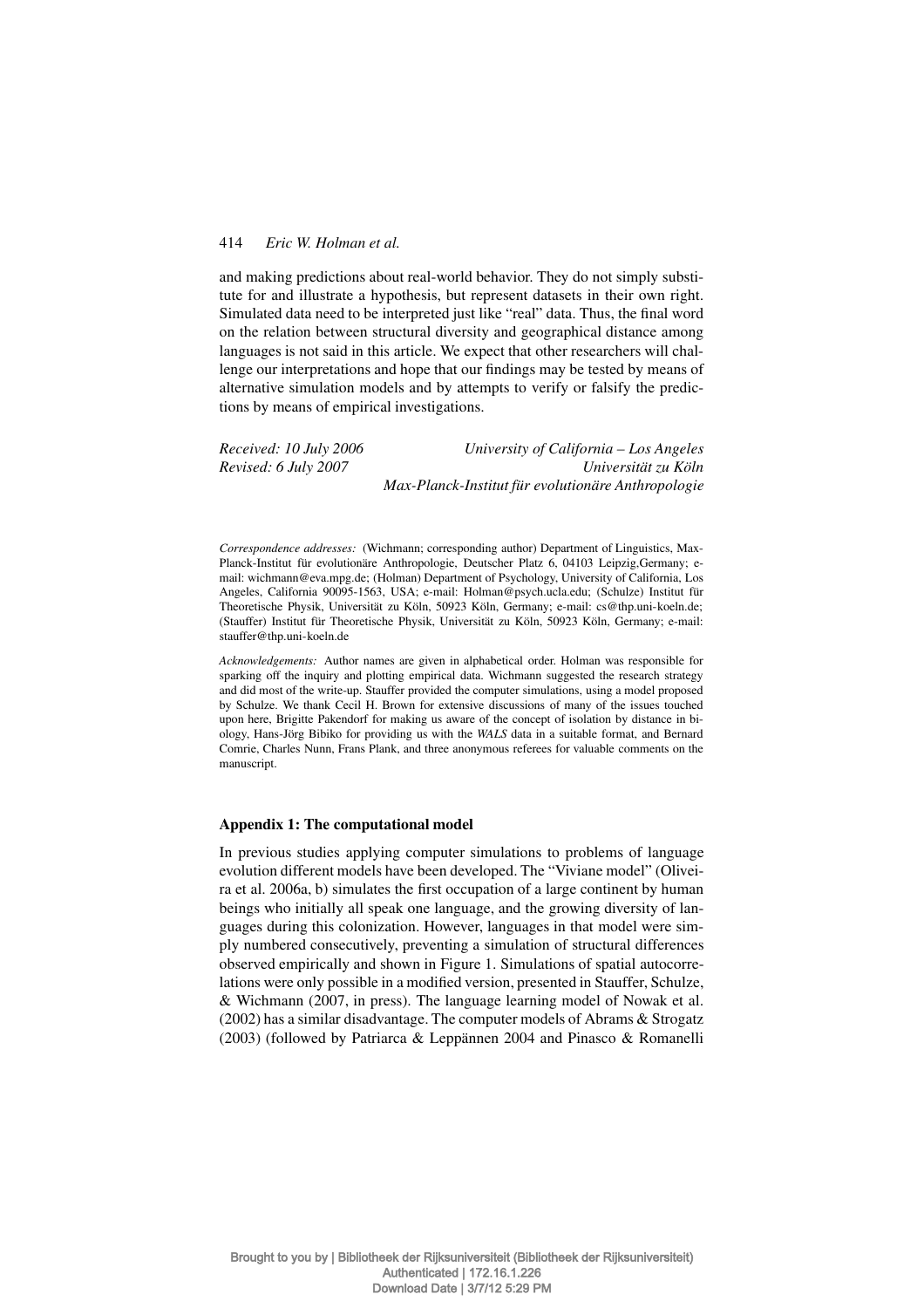and making predictions about real-world behavior. They do not simply substitute for and illustrate a hypothesis, but represent datasets in their own right. Simulated data need to be interpreted just like "real" data. Thus, the final word on the relation between structural diversity and geographical distance among languages is not said in this article. We expect that other researchers will challenge our interpretations and hope that our findings may be tested by means of alternative simulation models and by attempts to verify or falsify the predictions by means of empirical investigations.

*Received: 10 July 2006* — *University of California – Los Angeles*
*Revised: 6 July 2007* — *Universität zu Köln*
*Max-Planck-Institut für evolutionäre Anthropologie*

*Correspondence addresses:* (Wichmann; corresponding author) Department of Linguistics, Max-Planck-Institut für evolutionäre Anthropologie, Deutscher Platz 6, 04103 Leipzig,Germany; e-mail: wichmann@eva.mpg.de; (Holman) Department of Psychology, University of California, Los Angeles, California 90095-1563, USA; e-mail: Holman@psych.ucla.edu; (Schulze) Institut für Theoretische Physik, Universität zu Köln, 50923 Köln, Germany; e-mail: cs@thp.uni-koeln.de; (Stauffer) Institut für Theoretische Physik, Universität zu Köln, 50923 Köln, Germany; e-mail: stauffer@thp.uni-koeln.de

*Acknowledgements:* Author names are given in alphabetical order. Holman was responsible for sparking off the inquiry and plotting empirical data. Wichmann suggested the research strategy and did most of the write-up. Stauffer provided the computer simulations, using a model proposed by Schulze. We thank Cecil H. Brown for extensive discussions of many of the issues touched upon here, Brigitte Pakendorf for making us aware of the concept of isolation by distance in biology, Hans-Jörg Bibiko for providing us with the *WALS* data in a suitable format, and Bernard Comrie, Charles Nunn, Frans Plank, and three anonymous referees for valuable comments on the manuscript.

## Appendix 1: The computational model

In previous studies applying computer simulations to problems of language evolution different models have been developed. The "Viviane model" (Oliveira et al. 2006a, b) simulates the first occupation of a large continent by human beings who initially all speak one language, and the growing diversity of languages during this colonization. However, languages in that model were simply numbered consecutively, preventing a simulation of structural differences observed empirically and shown in Figure 1. Simulations of spatial autocorrelations were only possible in a modified version, presented in Stauffer, Schulze, & Wichmann (2007, in press). The language learning model of Nowak et al. (2002) has a similar disadvantage. The computer models of Abrams & Strogatz (2003) (followed by Patriarca & Leppännen 2004 and Pinasco & Romanelli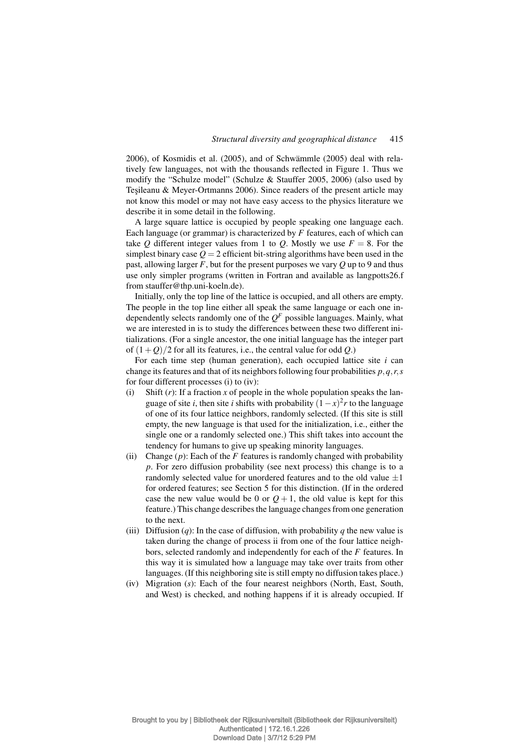2006), of Kosmidis et al. (2005), and of Schwämmle (2005) deal with relatively few languages, not with the thousands reflected in Figure 1. Thus we modify the "Schulze model" (Schulze & Stauffer 2005, 2006) (also used by Teşileanu & Meyer-Ortmanns 2006). Since readers of the present article may not know this model or may not have easy access to the physics literature we describe it in some detail in the following.

A large square lattice is occupied by people speaking one language each. Each language (or grammar) is characterized by $F$ features, each of which can take $Q$ different integer values from 1 to $Q$. Mostly we use $F = 8$. For the simplest binary case $Q = 2$ efficient bit-string algorithms have been used in the past, allowing larger $F$, but for the present purposes we vary $Q$ up to 9 and thus use only simpler programs (written in Fortran and available as langpotts26.f from stauffer@thp.uni-koeln.de).

Initially, only the top line of the lattice is occupied, and all others are empty. The people in the top line either all speak the same language or each one independently selects randomly one of the $Q^F$ possible languages. Mainly, what we are interested in is to study the differences between these two different initializations. (For a single ancestor, the one initial language has the integer part of $(1+Q)/2$ for all its features, i.e., the central value for odd $Q$.)

For each time step (human generation), each occupied lattice site $i$ can change its features and that of its neighbors following four probabilities $p, q, r, s$ for four different processes (i) to (iv):

(i) Shift ($r$): If a fraction $x$ of people in the whole population speaks the language of site $i$, then site $i$ shifts with probability $(1-x)^2 r$ to the language of one of its four lattice neighbors, randomly selected. (If this site is still empty, the new language is that used for the initialization, i.e., either the single one or a randomly selected one.) This shift takes into account the tendency for humans to give up speaking minority languages.

(ii) Change ($p$): Each of the $F$ features is randomly changed with probability $p$. For zero diffusion probability (see next process) this change is to a randomly selected value for unordered features and to the old value $\pm 1$ for ordered features; see Section 5 for this distinction. (If in the ordered case the new value would be 0 or $Q+1$, the old value is kept for this feature.) This change describes the language changes from one generation to the next.

(iii) Diffusion ($q$): In the case of diffusion, with probability $q$ the new value is taken during the change of process ii from one of the four lattice neighbors, selected randomly and independently for each of the $F$ features. In this way it is simulated how a language may take over traits from other languages. (If this neighboring site is still empty no diffusion takes place.)

(iv) Migration ($s$): Each of the four nearest neighbors (North, East, South, and West) is checked, and nothing happens if it is already occupied. If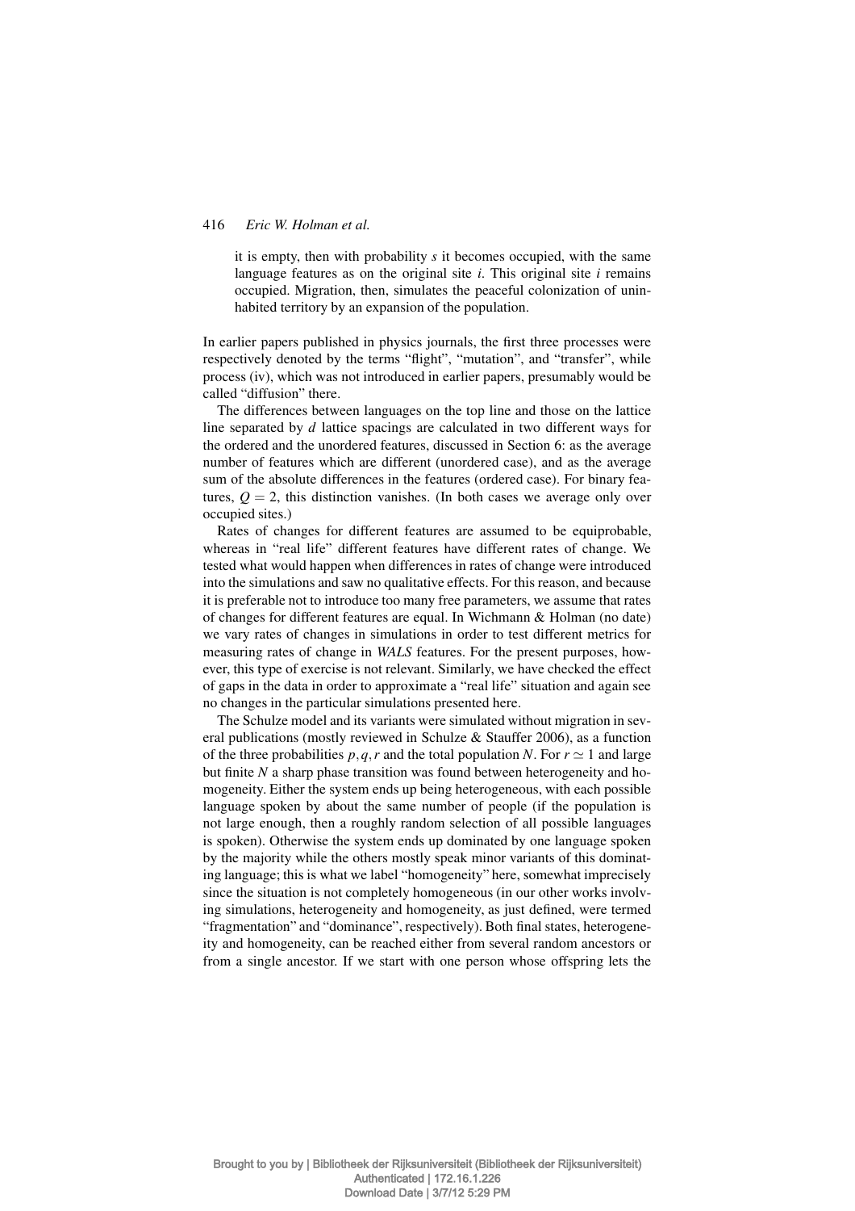it is empty, then with probability $s$ it becomes occupied, with the same language features as on the original site $i$. This original site $i$ remains occupied. Migration, then, simulates the peaceful colonization of uninhabited territory by an expansion of the population.

In earlier papers published in physics journals, the first three processes were respectively denoted by the terms "flight", "mutation", and "transfer", while process (iv), which was not introduced in earlier papers, presumably would be called "diffusion" there.

The differences between languages on the top line and those on the lattice line separated by $d$ lattice spacings are calculated in two different ways for the ordered and the unordered features, discussed in Section 6: as the average number of features which are different (unordered case), and as the average sum of the absolute differences in the features (ordered case). For binary features, $Q = 2$, this distinction vanishes. (In both cases we average only over occupied sites.)

Rates of changes for different features are assumed to be equiprobable, whereas in "real life" different features have different rates of change. We tested what would happen when differences in rates of change were introduced into the simulations and saw no qualitative effects. For this reason, and because it is preferable not to introduce too many free parameters, we assume that rates of changes for different features are equal. In Wichmann & Holman (no date) we vary rates of changes in simulations in order to test different metrics for measuring rates of change in *WALS* features. For the present purposes, however, this type of exercise is not relevant. Similarly, we have checked the effect of gaps in the data in order to approximate a "real life" situation and again see no changes in the particular simulations presented here.

The Schulze model and its variants were simulated without migration in several publications (mostly reviewed in Schulze & Stauffer 2006), as a function of the three probabilities $p, q, r$ and the total population $N$. For $r \simeq 1$ and large but finite $N$ a sharp phase transition was found between heterogeneity and homogeneity. Either the system ends up being heterogeneous, with each possible language spoken by about the same number of people (if the population is not large enough, then a roughly random selection of all possible languages is spoken). Otherwise the system ends up dominated by one language spoken by the majority while the others mostly speak minor variants of this dominating language; this is what we label "homogeneity" here, somewhat imprecisely since the situation is not completely homogeneous (in our other works involving simulations, heterogeneity and homogeneity, as just defined, were termed "fragmentation" and "dominance", respectively). Both final states, heterogeneity and homogeneity, can be reached either from several random ancestors or from a single ancestor. If we start with one person whose offspring lets the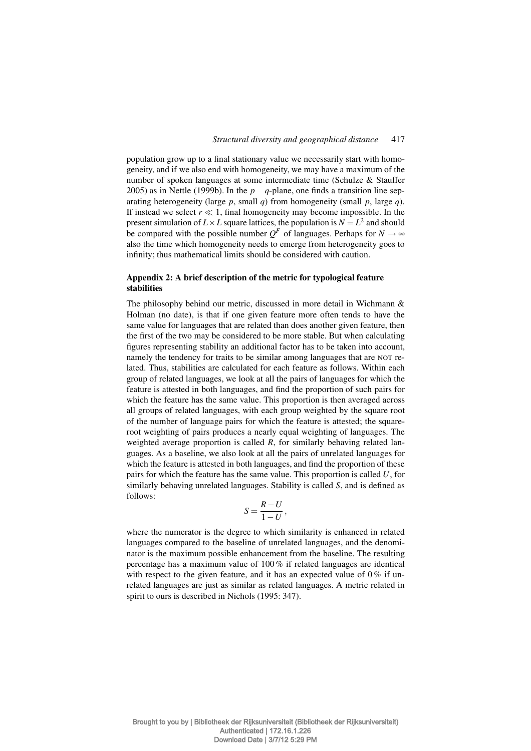population grow up to a final stationary value we necessarily start with homogeneity, and if we also end with homogeneity, we may have a maximum of the number of spoken languages at some intermediate time (Schulze & Stauffer 2005) as in Nettle (1999b). In the $p-q$-plane, one finds a transition line separating heterogeneity (large $p$, small $q$) from homogeneity (small $p$, large $q$). If instead we select $r \ll 1$, final homogeneity may become impossible. In the present simulation of $L \times L$ square lattices, the population is $N = L^2$ and should be compared with the possible number $Q^F$ of languages. Perhaps for $N \to \infty$ also the time which homogeneity needs to emerge from heterogeneity goes to infinity; thus mathematical limits should be considered with caution.

### Appendix 2: A brief description of the metric for typological feature stabilities

The philosophy behind our metric, discussed in more detail in Wichmann & Holman (no date), is that if one given feature more often tends to have the same value for languages that are related than does another given feature, then the first of the two may be considered to be more stable. But when calculating figures representing stability an additional factor has to be taken into account, namely the tendency for traits to be similar among languages that are NOT related. Thus, stabilities are calculated for each feature as follows. Within each group of related languages, we look at all the pairs of languages for which the feature is attested in both languages, and find the proportion of such pairs for which the feature has the same value. This proportion is then averaged across all groups of related languages, with each group weighted by the square root of the number of language pairs for which the feature is attested; the square-root weighting of pairs produces a nearly equal weighting of languages. The weighted average proportion is called $R$, for similarly behaving related languages. As a baseline, we also look at all the pairs of unrelated languages for which the feature is attested in both languages, and find the proportion of these pairs for which the feature has the same value. This proportion is called $U$, for similarly behaving unrelated languages. Stability is called $S$, and is defined as follows:

$$S = \frac{R-U}{1-U},$$

where the numerator is the degree to which similarity is enhanced in related languages compared to the baseline of unrelated languages, and the denominator is the maximum possible enhancement from the baseline. The resulting percentage has a maximum value of 100 % if related languages are identical with respect to the given feature, and it has an expected value of 0 % if unrelated languages are just as similar as related languages. A metric related in spirit to ours is described in Nichols (1995: 347).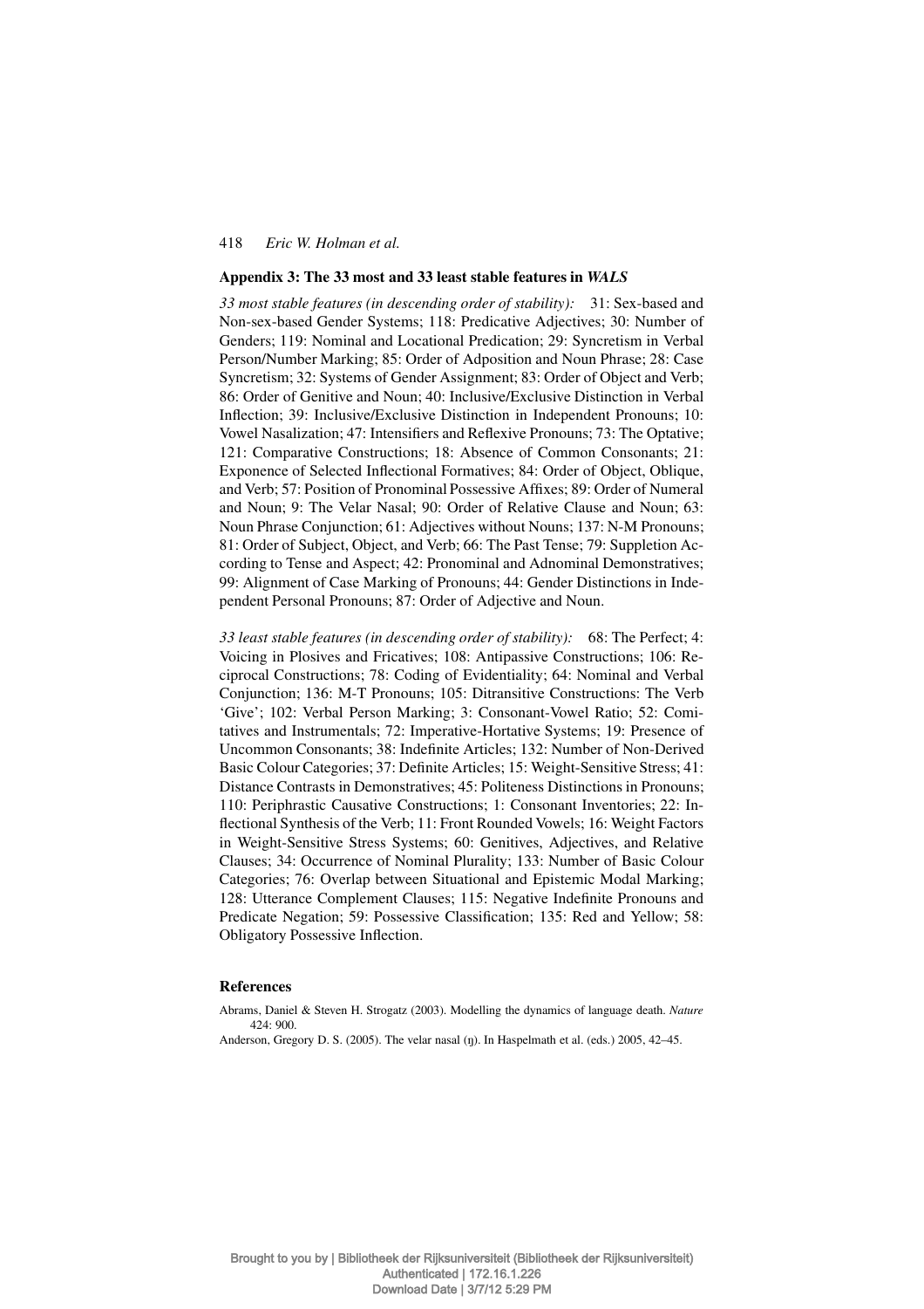### Appendix 3: The 33 most and 33 least stable features in *WALS*

*33 most stable features (in descending order of stability):* 31: Sex-based and Non-sex-based Gender Systems; 118: Predicative Adjectives; 30: Number of Genders; 119: Nominal and Locational Predication; 29: Syncretism in Verbal Person/Number Marking; 85: Order of Adposition and Noun Phrase; 28: Case Syncretism; 32: Systems of Gender Assignment; 83: Order of Object and Verb; 86: Order of Genitive and Noun; 40: Inclusive/Exclusive Distinction in Verbal Inflection; 39: Inclusive/Exclusive Distinction in Independent Pronouns; 10: Vowel Nasalization; 47: Intensifiers and Reflexive Pronouns; 73: The Optative; 121: Comparative Constructions; 18: Absence of Common Consonants; 21: Exponence of Selected Inflectional Formatives; 84: Order of Object, Oblique, and Verb; 57: Position of Pronominal Possessive Affixes; 89: Order of Numeral and Noun; 9: The Velar Nasal; 90: Order of Relative Clause and Noun; 63: Noun Phrase Conjunction; 61: Adjectives without Nouns; 137: N-M Pronouns; 81: Order of Subject, Object, and Verb; 66: The Past Tense; 79: Suppletion According to Tense and Aspect; 42: Pronominal and Adnominal Demonstratives; 99: Alignment of Case Marking of Pronouns; 44: Gender Distinctions in Independent Personal Pronouns; 87: Order of Adjective and Noun.

*33 least stable features (in descending order of stability):* 68: The Perfect; 4: Voicing in Plosives and Fricatives; 108: Antipassive Constructions; 106: Reciprocal Constructions; 78: Coding of Evidentiality; 64: Nominal and Verbal Conjunction; 136: M-T Pronouns; 105: Ditransitive Constructions: The Verb 'Give'; 102: Verbal Person Marking; 3: Consonant-Vowel Ratio; 52: Comitatives and Instrumentals; 72: Imperative-Hortative Systems; 19: Presence of Uncommon Consonants; 38: Indefinite Articles; 132: Number of Non-Derived Basic Colour Categories; 37: Definite Articles; 15: Weight-Sensitive Stress; 41: Distance Contrasts in Demonstratives; 45: Politeness Distinctions in Pronouns; 110: Periphrastic Causative Constructions; 1: Consonant Inventories; 22: Inflectional Synthesis of the Verb; 11: Front Rounded Vowels; 16: Weight Factors in Weight-Sensitive Stress Systems; 60: Genitives, Adjectives, and Relative Clauses; 34: Occurrence of Nominal Plurality; 133: Number of Basic Colour Categories; 76: Overlap between Situational and Epistemic Modal Marking; 128: Utterance Complement Clauses; 115: Negative Indefinite Pronouns and Predicate Negation; 59: Possessive Classification; 135: Red and Yellow; 58: Obligatory Possessive Inflection.

### References

Abrams, Daniel & Steven H. Strogatz (2003). Modelling the dynamics of language death. *Nature* 424: 900.

Anderson, Gregory D. S. (2005). The velar nasal (ŋ). In Haspelmath et al. (eds.) 2005, 42–45.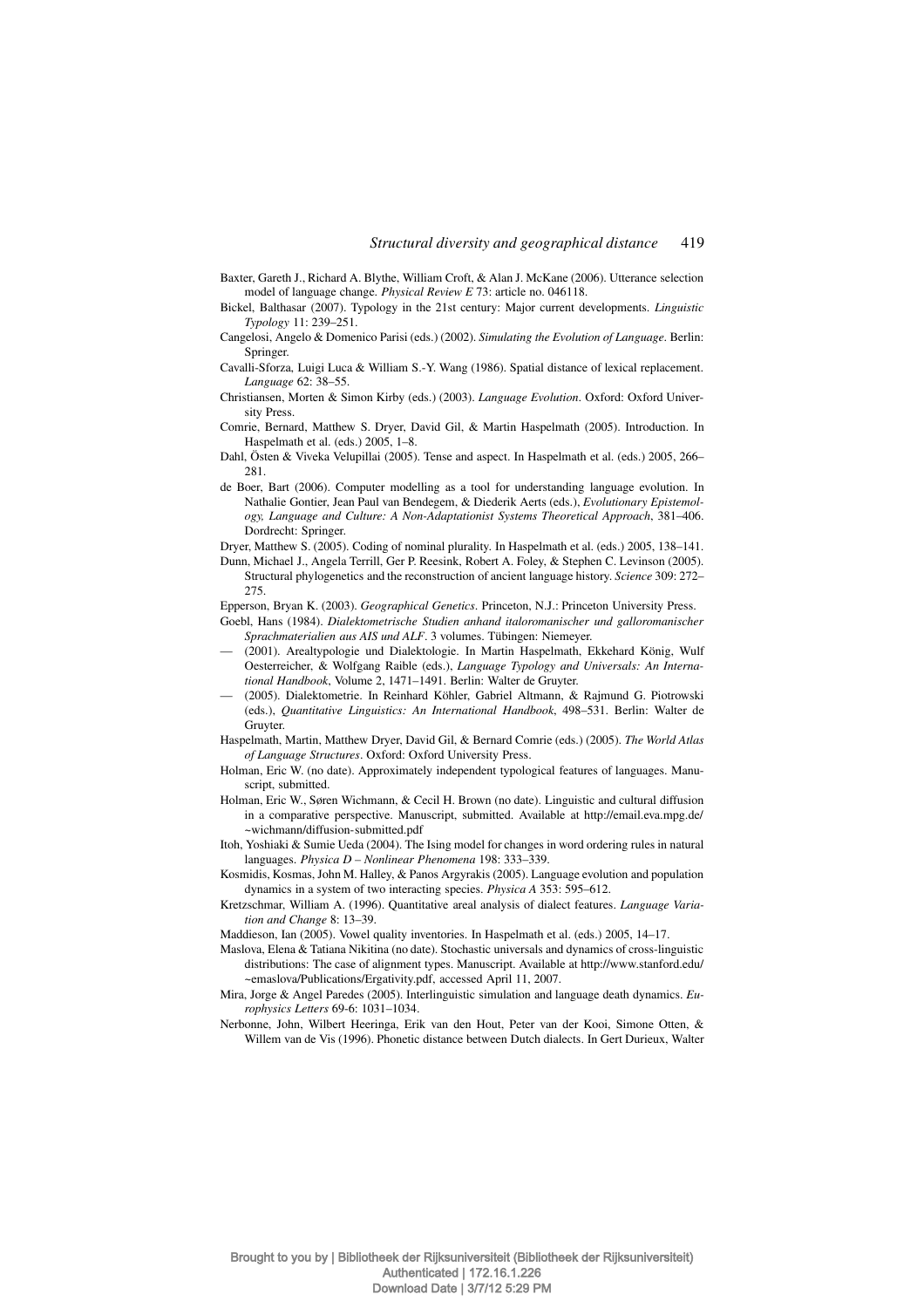Baxter, Gareth J., Richard A. Blythe, William Croft, & Alan J. McKane (2006). Utterance selection model of language change. *Physical Review E* 73: article no. 046118.

Bickel, Balthasar (2007). Typology in the 21st century: Major current developments. *Linguistic Typology* 11: 239–251.

Cangelosi, Angelo & Domenico Parisi (eds.) (2002). *Simulating the Evolution of Language*. Berlin: Springer.

Cavalli-Sforza, Luigi Luca & William S.-Y. Wang (1986). Spatial distance of lexical replacement. *Language* 62: 38–55.

Christiansen, Morten & Simon Kirby (eds.) (2003). *Language Evolution*. Oxford: Oxford University Press.

Comrie, Bernard, Matthew S. Dryer, David Gil, & Martin Haspelmath (2005). Introduction. In Haspelmath et al. (eds.) 2005, 1–8.

Dahl, Östen & Viveka Velupillai (2005). Tense and aspect. In Haspelmath et al. (eds.) 2005, 266–281.

de Boer, Bart (2006). Computer modelling as a tool for understanding language evolution. In Nathalie Gontier, Jean Paul van Bendegem, & Diederik Aerts (eds.), *Evolutionary Epistemology, Language and Culture: A Non-Adaptationist Systems Theoretical Approach*, 381–406. Dordrecht: Springer.

Dryer, Matthew S. (2005). Coding of nominal plurality. In Haspelmath et al. (eds.) 2005, 138–141.

Dunn, Michael J., Angela Terrill, Ger P. Reesink, Robert A. Foley, & Stephen C. Levinson (2005). Structural phylogenetics and the reconstruction of ancient language history. *Science* 309: 272–275.

Epperson, Bryan K. (2003). *Geographical Genetics*. Princeton, N.J.: Princeton University Press.

Goebl, Hans (1984). *Dialektometrische Studien anhand italoromanischer und galloromanischer Sprachmaterialien aus AIS und ALF*. 3 volumes. Tübingen: Niemeyer.

— (2001). Arealtypologie und Dialektologie. In Martin Haspelmath, Ekkehard König, Wulf Oesterreicher, & Wolfgang Raible (eds.), *Language Typology and Universals: An International Handbook*, Volume 2, 1471–1491. Berlin: Walter de Gruyter.

— (2005). Dialektometrie. In Reinhard Köhler, Gabriel Altmann, & Rajmund G. Piotrowski (eds.), *Quantitative Linguistics: An International Handbook*, 498–531. Berlin: Walter de Gruyter.

Haspelmath, Martin, Matthew Dryer, David Gil, & Bernard Comrie (eds.) (2005). *The World Atlas of Language Structures*. Oxford: Oxford University Press.

Holman, Eric W. (no date). Approximately independent typological features of languages. Manuscript, submitted.

Holman, Eric W., Søren Wichmann, & Cecil H. Brown (no date). Linguistic and cultural diffusion in a comparative perspective. Manuscript, submitted. Available at http://email.eva.mpg.de/~wichmann/diffusion-submitted.pdf

Itoh, Yoshiaki & Sumie Ueda (2004). The Ising model for changes in word ordering rules in natural languages. *Physica D – Nonlinear Phenomena* 198: 333–339.

Kosmidis, Kosmas, John M. Halley, & Panos Argyrakis (2005). Language evolution and population dynamics in a system of two interacting species. *Physica A* 353: 595–612.

Kretzschmar, William A. (1996). Quantitative areal analysis of dialect features. *Language Variation and Change* 8: 13–39.

Maddieson, Ian (2005). Vowel quality inventories. In Haspelmath et al. (eds.) 2005, 14–17.

Maslova, Elena & Tatiana Nikitina (no date). Stochastic universals and dynamics of cross-linguistic distributions: The case of alignment types. Manuscript. Available at http://www.stanford.edu/~emaslova/Publications/Ergativity.pdf, accessed April 11, 2007.

Mira, Jorge & Angel Paredes (2005). Interlinguistic simulation and language death dynamics. *Europhysics Letters* 69-6: 1031–1034.

Nerbonne, John, Wilbert Heeringa, Erik van den Hout, Peter van der Kooi, Simone Otten, & Willem van de Vis (1996). Phonetic distance between Dutch dialects. In Gert Durieux, Walter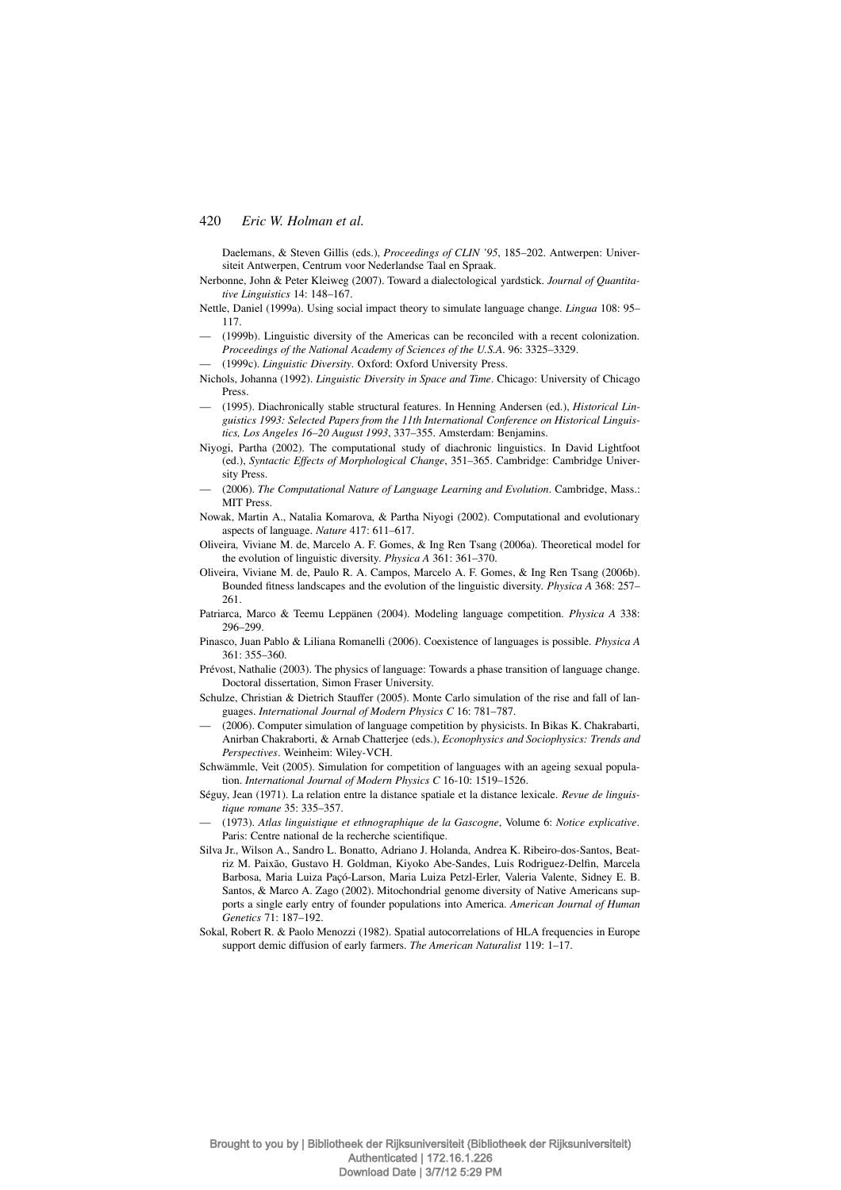Daelemans, & Steven Gillis (eds.), *Proceedings of CLIN '95*, 185–202. Antwerpen: Universiteit Antwerpen, Centrum voor Nederlandse Taal en Spraak.

Nerbonne, John & Peter Kleiweg (2007). Toward a dialectological yardstick. *Journal of Quantitative Linguistics* 14: 148–167.

Nettle, Daniel (1999a). Using social impact theory to simulate language change. *Lingua* 108: 95–117.

— (1999b). Linguistic diversity of the Americas can be reconciled with a recent colonization. *Proceedings of the National Academy of Sciences of the U.S.A.* 96: 3325–3329.

— (1999c). *Linguistic Diversity*. Oxford: Oxford University Press.

Nichols, Johanna (1992). *Linguistic Diversity in Space and Time*. Chicago: University of Chicago Press.

— (1995). Diachronically stable structural features. In Henning Andersen (ed.), *Historical Linguistics 1993: Selected Papers from the 11th International Conference on Historical Linguistics, Los Angeles 16–20 August 1993*, 337–355. Amsterdam: Benjamins.

Niyogi, Partha (2002). The computational study of diachronic linguistics. In David Lightfoot (ed.), *Syntactic Effects of Morphological Change*, 351–365. Cambridge: Cambridge University Press.

— (2006). *The Computational Nature of Language Learning and Evolution*. Cambridge, Mass.: MIT Press.

Nowak, Martin A., Natalia Komarova, & Partha Niyogi (2002). Computational and evolutionary aspects of language. *Nature* 417: 611–617.

Oliveira, Viviane M. de, Marcelo A. F. Gomes, & Ing Ren Tsang (2006a). Theoretical model for the evolution of linguistic diversity. *Physica A* 361: 361–370.

Oliveira, Viviane M. de, Paulo R. A. Campos, Marcelo A. F. Gomes, & Ing Ren Tsang (2006b). Bounded fitness landscapes and the evolution of the linguistic diversity. *Physica A* 368: 257–261.

Patriarca, Marco & Teemu Leppänen (2004). Modeling language competition. *Physica A* 338: 296–299.

Pinasco, Juan Pablo & Liliana Romanelli (2006). Coexistence of languages is possible. *Physica A* 361: 355–360.

Prévost, Nathalie (2003). The physics of language: Towards a phase transition of language change. Doctoral dissertation, Simon Fraser University.

Schulze, Christian & Dietrich Stauffer (2005). Monte Carlo simulation of the rise and fall of languages. *International Journal of Modern Physics C* 16: 781–787.

— (2006). Computer simulation of language competition by physicists. In Bikas K. Chakrabarti, Anirban Chakraborti, & Arnab Chatterjee (eds.), *Econophysics and Sociophysics: Trends and Perspectives*. Weinheim: Wiley-VCH.

Schwämmle, Veit (2005). Simulation for competition of languages with an ageing sexual population. *International Journal of Modern Physics C* 16-10: 1519–1526.

Séguy, Jean (1971). La relation entre la distance spatiale et la distance lexicale. *Revue de linguistique romane* 35: 335–357.

— (1973). *Atlas linguistique et ethnographique de la Gascogne*, Volume 6: *Notice explicative*. Paris: Centre national de la recherche scientifique.

Silva Jr., Wilson A., Sandro L. Bonatto, Adriano J. Holanda, Andrea K. Ribeiro-dos-Santos, Beatriz M. Paixão, Gustavo H. Goldman, Kiyoko Abe-Sandes, Luis Rodriguez-Delfin, Marcela Barbosa, Maria Luiza Paçó-Larson, Maria Luiza Petzl-Erler, Valeria Valente, Sidney E. B. Santos, & Marco A. Zago (2002). Mitochondrial genome diversity of Native Americans supports a single early entry of founder populations into America. *American Journal of Human Genetics* 71: 187–192.

Sokal, Robert R. & Paolo Menozzi (1982). Spatial autocorrelations of HLA frequencies in Europe support demic diffusion of early farmers. *The American Naturalist* 119: 1–17.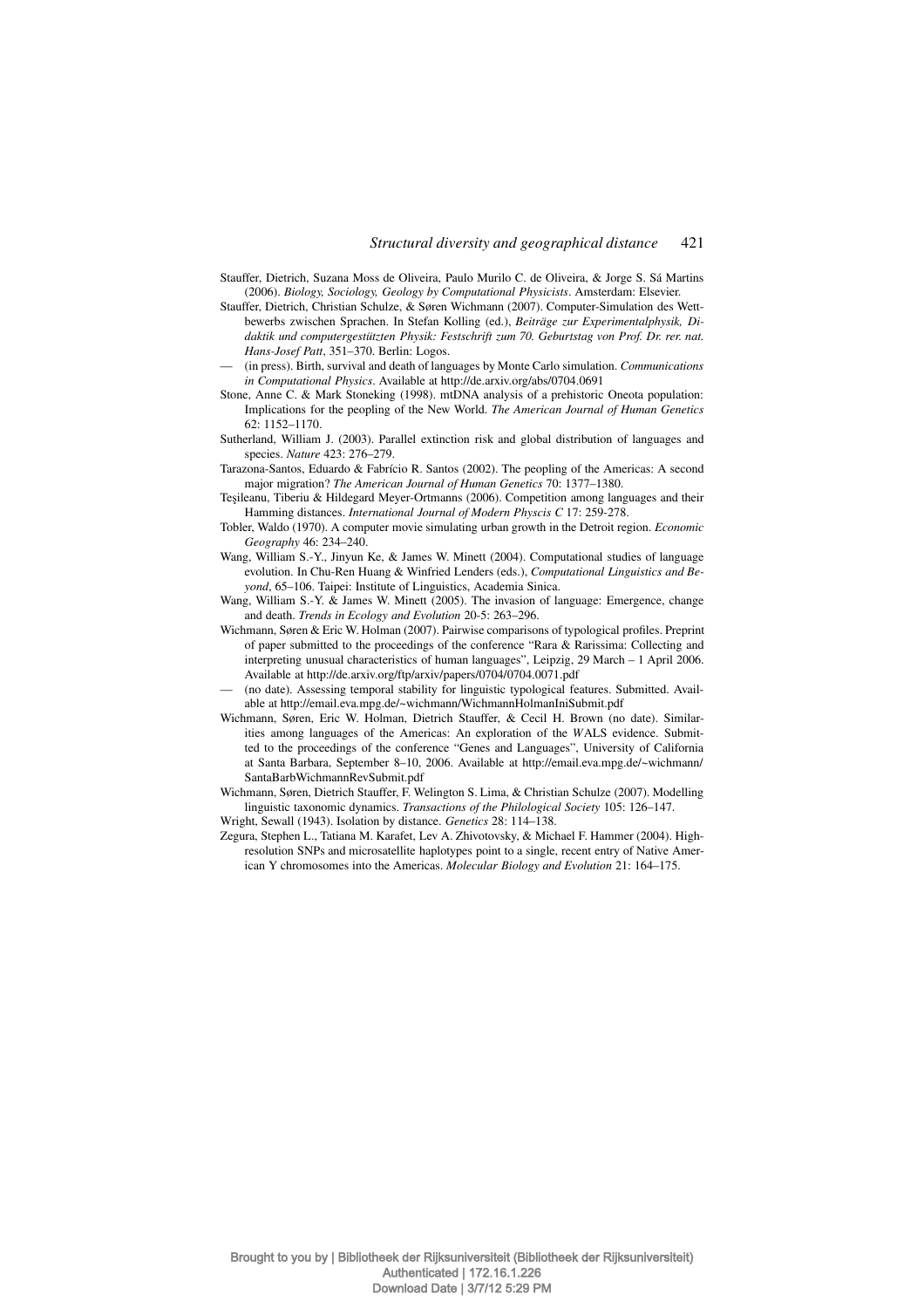Stauffer, Dietrich, Suzana Moss de Oliveira, Paulo Murilo C. de Oliveira, & Jorge S. Sá Martins (2006). *Biology, Sociology, Geology by Computational Physicists*. Amsterdam: Elsevier.

Stauffer, Dietrich, Christian Schulze, & Søren Wichmann (2007). Computer-Simulation des Wettbewerbs zwischen Sprachen. In Stefan Kolling (ed.), *Beiträge zur Experimentalphysik, Didaktik und computergestützten Physik: Festschrift zum 70. Geburtstag von Prof. Dr. rer. nat. Hans-Josef Patt*, 351–370. Berlin: Logos.

— (in press). Birth, survival and death of languages by Monte Carlo simulation. *Communications in Computational Physics*. Available at http://de.arxiv.org/abs/0704.0691

Stone, Anne C. & Mark Stoneking (1998). mtDNA analysis of a prehistoric Oneota population: Implications for the peopling of the New World. *The American Journal of Human Genetics* 62: 1152–1170.

Sutherland, William J. (2003). Parallel extinction risk and global distribution of languages and species. *Nature* 423: 276–279.

Tarazona-Santos, Eduardo & Fabrício R. Santos (2002). The peopling of the Americas: A second major migration? *The American Journal of Human Genetics* 70: 1377–1380.

Teşileanu, Tiberiu & Hildegard Meyer-Ortmanns (2006). Competition among languages and their Hamming distances. *International Journal of Modern Physcis C* 17: 259-278.

Tobler, Waldo (1970). A computer movie simulating urban growth in the Detroit region. *Economic Geography* 46: 234–240.

Wang, William S.-Y., Jinyun Ke, & James W. Minett (2004). Computational studies of language evolution. In Chu-Ren Huang & Winfried Lenders (eds.), *Computational Linguistics and Beyond*, 65–106. Taipei: Institute of Linguistics, Academia Sinica.

Wang, William S.-Y. & James W. Minett (2005). The invasion of language: Emergence, change and death. *Trends in Ecology and Evolution* 20-5: 263–296.

Wichmann, Søren & Eric W. Holman (2007). Pairwise comparisons of typological profiles. Preprint of paper submitted to the proceedings of the conference "Rara & Rarissima: Collecting and interpreting unusual characteristics of human languages", Leipzig, 29 March – 1 April 2006. Available at http://de.arxiv.org/ftp/arxiv/papers/0704/0704.0071.pdf

— (no date). Assessing temporal stability for linguistic typological features. Submitted. Available at http://email.eva.mpg.de/~wichmann/WichmannHolmanIniSubmit.pdf

Wichmann, Søren, Eric W. Holman, Dietrich Stauffer, & Cecil H. Brown (no date). Similarities among languages of the Americas: An exploration of the *W*ALS evidence. Submitted to the proceedings of the conference "Genes and Languages", University of California at Santa Barbara, September 8–10, 2006. Available at http://email.eva.mpg.de/~wichmann/SantaBarbWichmannRevSubmit.pdf

Wichmann, Søren, Dietrich Stauffer, F. Welington S. Lima, & Christian Schulze (2007). Modelling linguistic taxonomic dynamics. *Transactions of the Philological Society* 105: 126–147.

Wright, Sewall (1943). Isolation by distance. *Genetics* 28: 114–138.

Zegura, Stephen L., Tatiana M. Karafet, Lev A. Zhivotovsky, & Michael F. Hammer (2004). High-resolution SNPs and microsatellite haplotypes point to a single, recent entry of Native American Y chromosomes into the Americas. *Molecular Biology and Evolution* 21: 164–175.